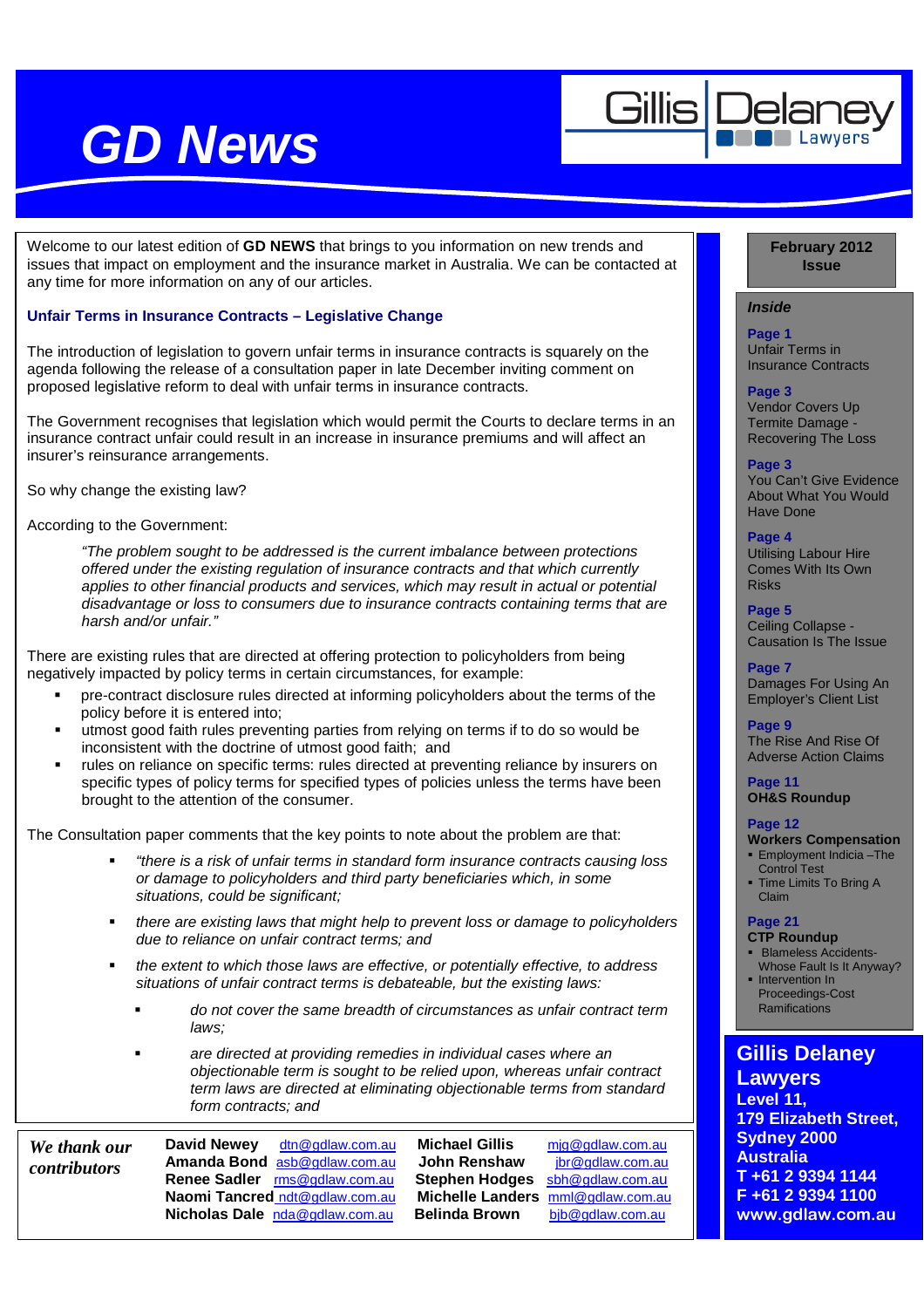# GD News

**Gillis Delaney Lawyers**

Welcome to our latest edition of **GD NEWS** that brings to you information on new trends and issues that impact on employment and the insurance market in Australia. We can be contacted at any time for more information on any of our articles.

## Unfair Terms in Insurance Contracts – Legislative Change

The introduction of legislation to govern unfair terms in insurance contracts is squarely on the agenda following the release of a consultation paper in late December inviting comment on proposed legislative reform to deal with unfair terms in insurance contracts.

The Government recognises that legislation which would permit the Courts to declare terms in an insurance contract unfair could result in an increase in insurance premiums and will affect an insurer's reinsurance arrangements.

So why change the existing law?

According to the Government:

> *"The problem sought to be addressed is the current imbalance between protections offered under the existing regulation of insurance contracts and that which currently applies to other financial products and services, which may result in actual or potential disadvantage or loss to consumers due to insurance contracts containing terms that are harsh and/or unfair."*

There are existing rules that are directed at offering protection to policyholders from being negatively impacted by policy terms in certain circumstances, for example:

- pre-contract disclosure rules directed at informing policyholders about the terms of the policy before it is entered into;
- utmost good faith rules preventing parties from relying on terms if to do so would be inconsistent with the doctrine of utmost good faith; and
- rules on reliance on specific terms: rules directed at preventing reliance by insurers on specific types of policy terms for specified types of policies unless the terms have been brought to the attention of the consumer.

The Consultation paper comments that the key points to note about the problem are that:

- *"there is a risk of unfair terms in standard form insurance contracts causing loss or damage to policyholders and third party beneficiaries which, in some situations, could be significant;*
- *there are existing laws that might help to prevent loss or damage to policyholders due to reliance on unfair contract terms; and*
- *the extent to which those laws are effective, or potentially effective, to address situations of unfair contract terms is debateable, but the existing laws:*
  - *do not cover the same breadth of circumstances as unfair contract term laws;*
  - *are directed at providing remedies in individual cases where an objectionable term is sought to be relied upon, whereas unfair contract term laws are directed at eliminating objectionable terms from standard form contracts; and*

***We thank our contributors***

| | | | |
|---|---|---|---|
| **David Newey** | dtn@gdlaw.com.au | **Michael Gillis** | mjg@gdlaw.com.au |
| **Amanda Bond** | asb@gdlaw.com.au | **John Renshaw** | jbr@gdlaw.com.au |
| **Renee Sadler** | rms@gdlaw.com.au | **Stephen Hodges** | sbh@gdlaw.com.au |
| **Naomi Tancred** | ndt@gdlaw.com.au | **Michelle Landers** | mml@gdlaw.com.au |
| **Nicholas Dale** | nda@gdlaw.com.au | **Belinda Brown** | bjb@gdlaw.com.au |

**February 2012 Issue**

***Inside***

**Page 1**
Unfair Terms in Insurance Contracts

**Page 3**
Vendor Covers Up Termite Damage - Recovering The Loss

**Page 3**
You Can't Give Evidence About What You Would Have Done

**Page 4**
Utilising Labour Hire Comes With Its Own Risks

**Page 5**
Ceiling Collapse - Causation Is The Issue

**Page 7**
Damages For Using An Employer's Client List

**Page 9**
The Rise And Rise Of Adverse Action Claims

**Page 11**
**OH&S Roundup**

**Page 12**
**Workers Compensation**
- Employment Indicia –The Control Test
- Time Limits To Bring A Claim

**Page 21**
**CTP Roundup**
- Blameless Accidents-Whose Fault Is It Anyway?
- Intervention In Proceedings-Cost Ramifications

**Gillis Delaney Lawyers**
**Level 11,**
**179 Elizabeth Street,**
**Sydney 2000**
**Australia**
**T +61 2 9394 1144**
**F +61 2 9394 1100**
**www.gdlaw.com.au**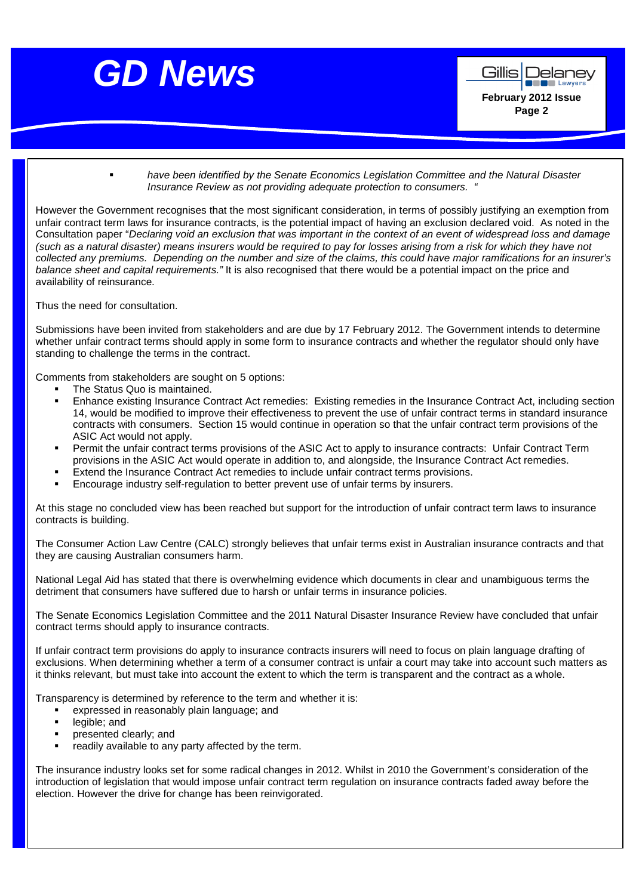- *have been identified by the Senate Economics Legislation Committee and the Natural Disaster Insurance Review as not providing adequate protection to consumers. "*

However the Government recognises that the most significant consideration, in terms of possibly justifying an exemption from unfair contract term laws for insurance contracts, is the potential impact of having an exclusion declared void. As noted in the Consultation paper "*Declaring void an exclusion that was important in the context of an event of widespread loss and damage (such as a natural disaster) means insurers would be required to pay for losses arising from a risk for which they have not collected any premiums. Depending on the number and size of the claims, this could have major ramifications for an insurer's balance sheet and capital requirements."* It is also recognised that there would be a potential impact on the price and availability of reinsurance.

Thus the need for consultation.

Submissions have been invited from stakeholders and are due by 17 February 2012. The Government intends to determine whether unfair contract terms should apply in some form to insurance contracts and whether the regulator should only have standing to challenge the terms in the contract.

Comments from stakeholders are sought on 5 options:

- The Status Quo is maintained.
- Enhance existing Insurance Contract Act remedies: Existing remedies in the Insurance Contract Act, including section 14, would be modified to improve their effectiveness to prevent the use of unfair contract terms in standard insurance contracts with consumers. Section 15 would continue in operation so that the unfair contract term provisions of the ASIC Act would not apply.
- Permit the unfair contract terms provisions of the ASIC Act to apply to insurance contracts: Unfair Contract Term provisions in the ASIC Act would operate in addition to, and alongside, the Insurance Contract Act remedies.
- Extend the Insurance Contract Act remedies to include unfair contract terms provisions.
- Encourage industry self-regulation to better prevent use of unfair terms by insurers.

At this stage no concluded view has been reached but support for the introduction of unfair contract term laws to insurance contracts is building.

The Consumer Action Law Centre (CALC) strongly believes that unfair terms exist in Australian insurance contracts and that they are causing Australian consumers harm.

National Legal Aid has stated that there is overwhelming evidence which documents in clear and unambiguous terms the detriment that consumers have suffered due to harsh or unfair terms in insurance policies.

The Senate Economics Legislation Committee and the 2011 Natural Disaster Insurance Review have concluded that unfair contract terms should apply to insurance contracts.

If unfair contract term provisions do apply to insurance contracts insurers will need to focus on plain language drafting of exclusions. When determining whether a term of a consumer contract is unfair a court may take into account such matters as it thinks relevant, but must take into account the extent to which the term is transparent and the contract as a whole.

Transparency is determined by reference to the term and whether it is:

- expressed in reasonably plain language; and
- legible; and
- presented clearly; and
- readily available to any party affected by the term.

The insurance industry looks set for some radical changes in 2012. Whilst in 2010 the Government's consideration of the introduction of legislation that would impose unfair contract term regulation on insurance contracts faded away before the election. However the drive for change has been reinvigorated.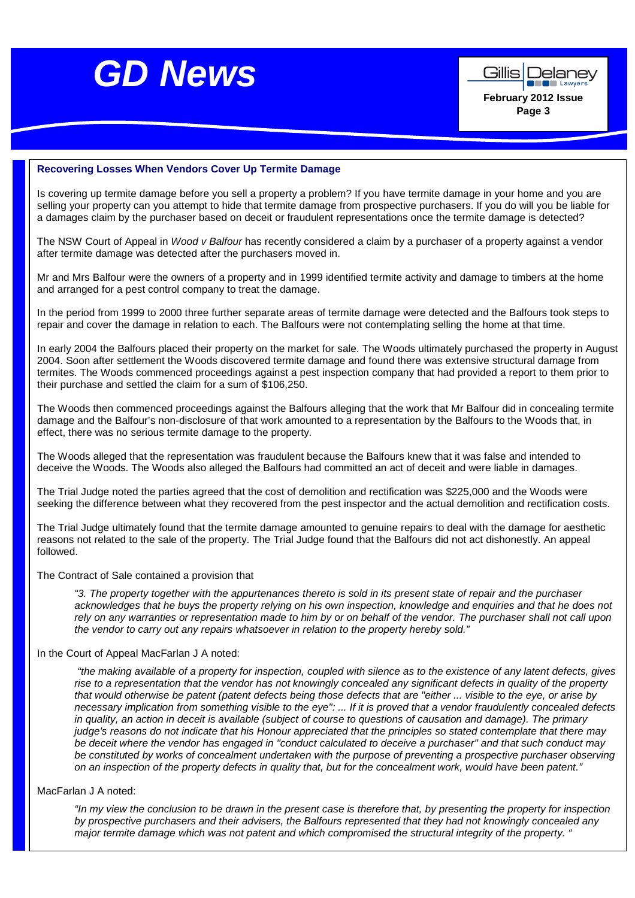### Recovering Losses When Vendors Cover Up Termite Damage

Is covering up termite damage before you sell a property a problem? If you have termite damage in your home and you are selling your property can you attempt to hide that termite damage from prospective purchasers. If you do will you be liable for a damages claim by the purchaser based on deceit or fraudulent representations once the termite damage is detected?

The NSW Court of Appeal in *Wood v Balfour* has recently considered a claim by a purchaser of a property against a vendor after termite damage was detected after the purchasers moved in.

Mr and Mrs Balfour were the owners of a property and in 1999 identified termite activity and damage to timbers at the home and arranged for a pest control company to treat the damage.

In the period from 1999 to 2000 three further separate areas of termite damage were detected and the Balfours took steps to repair and cover the damage in relation to each. The Balfours were not contemplating selling the home at that time.

In early 2004 the Balfours placed their property on the market for sale. The Woods ultimately purchased the property in August 2004. Soon after settlement the Woods discovered termite damage and found there was extensive structural damage from termites. The Woods commenced proceedings against a pest inspection company that had provided a report to them prior to their purchase and settled the claim for a sum of $106,250.

The Woods then commenced proceedings against the Balfours alleging that the work that Mr Balfour did in concealing termite damage and the Balfour's non-disclosure of that work amounted to a representation by the Balfours to the Woods that, in effect, there was no serious termite damage to the property.

The Woods alleged that the representation was fraudulent because the Balfours knew that it was false and intended to deceive the Woods. The Woods also alleged the Balfours had committed an act of deceit and were liable in damages.

The Trial Judge noted the parties agreed that the cost of demolition and rectification was $225,000 and the Woods were seeking the difference between what they recovered from the pest inspector and the actual demolition and rectification costs.

The Trial Judge ultimately found that the termite damage amounted to genuine repairs to deal with the damage for aesthetic reasons not related to the sale of the property. The Trial Judge found that the Balfours did not act dishonestly. An appeal followed.

The Contract of Sale contained a provision that

> *"3. The property together with the appurtenances thereto is sold in its present state of repair and the purchaser acknowledges that he buys the property relying on his own inspection, knowledge and enquiries and that he does not rely on any warranties or representation made to him by or on behalf of the vendor. The purchaser shall not call upon the vendor to carry out any repairs whatsoever in relation to the property hereby sold."*

In the Court of Appeal MacFarlan J A noted:

> *"the making available of a property for inspection, coupled with silence as to the existence of any latent defects, gives rise to a representation that the vendor has not knowingly concealed any significant defects in quality of the property that would otherwise be patent (patent defects being those defects that are "either ... visible to the eye, or arise by necessary implication from something visible to the eye": ... If it is proved that a vendor fraudulently concealed defects in quality, an action in deceit is available (subject of course to questions of causation and damage). The primary judge's reasons do not indicate that his Honour appreciated that the principles so stated contemplate that there may be deceit where the vendor has engaged in "conduct calculated to deceive a purchaser" and that such conduct may be constituted by works of concealment undertaken with the purpose of preventing a prospective purchaser observing on an inspection of the property defects in quality that, but for the concealment work, would have been patent."*

MacFarlan J A noted:

> *"In my view the conclusion to be drawn in the present case is therefore that, by presenting the property for inspection by prospective purchasers and their advisers, the Balfours represented that they had not knowingly concealed any major termite damage which was not patent and which compromised the structural integrity of the property. "*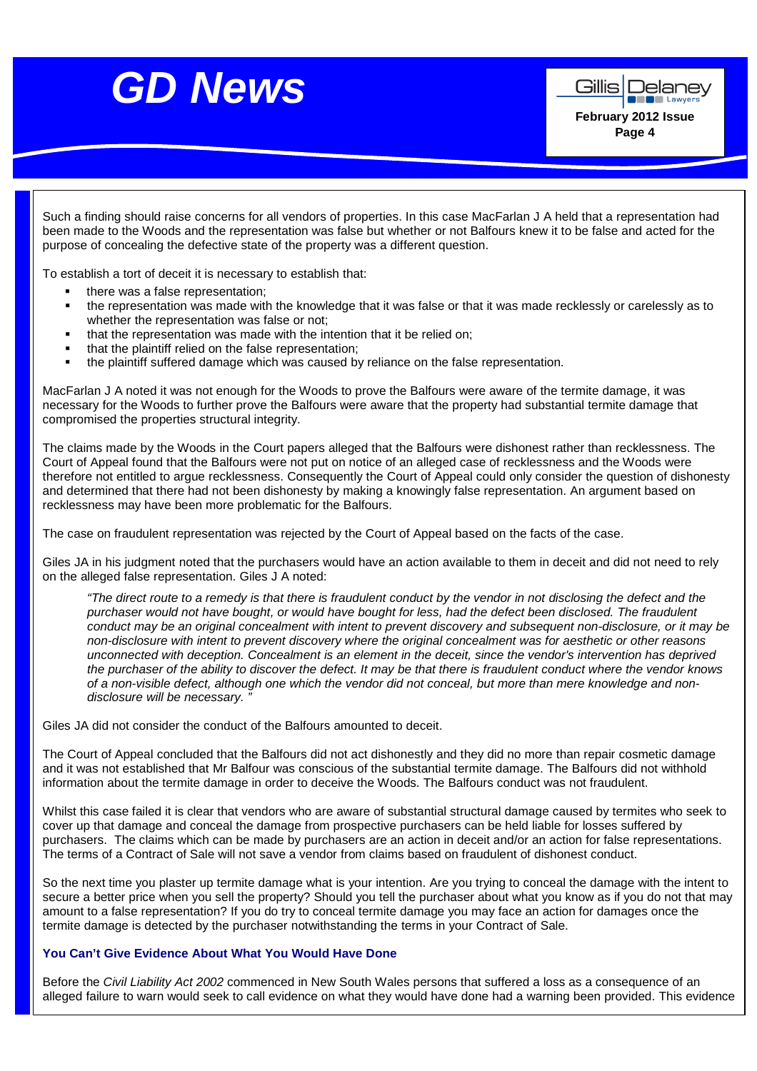Such a finding should raise concerns for all vendors of properties. In this case MacFarlan J A held that a representation had been made to the Woods and the representation was false but whether or not Balfours knew it to be false and acted for the purpose of concealing the defective state of the property was a different question.

To establish a tort of deceit it is necessary to establish that:

- there was a false representation;
- the representation was made with the knowledge that it was false or that it was made recklessly or carelessly as to whether the representation was false or not;
- that the representation was made with the intention that it be relied on;
- that the plaintiff relied on the false representation;
- the plaintiff suffered damage which was caused by reliance on the false representation.

MacFarlan J A noted it was not enough for the Woods to prove the Balfours were aware of the termite damage, it was necessary for the Woods to further prove the Balfours were aware that the property had substantial termite damage that compromised the properties structural integrity.

The claims made by the Woods in the Court papers alleged that the Balfours were dishonest rather than recklessness. The Court of Appeal found that the Balfours were not put on notice of an alleged case of recklessness and the Woods were therefore not entitled to argue recklessness. Consequently the Court of Appeal could only consider the question of dishonesty and determined that there had not been dishonesty by making a knowingly false representation. An argument based on recklessness may have been more problematic for the Balfours.

The case on fraudulent representation was rejected by the Court of Appeal based on the facts of the case.

Giles JA in his judgment noted that the purchasers would have an action available to them in deceit and did not need to rely on the alleged false representation. Giles J A noted:

> *"The direct route to a remedy is that there is fraudulent conduct by the vendor in not disclosing the defect and the purchaser would not have bought, or would have bought for less, had the defect been disclosed. The fraudulent conduct may be an original concealment with intent to prevent discovery and subsequent non-disclosure, or it may be non-disclosure with intent to prevent discovery where the original concealment was for aesthetic or other reasons unconnected with deception. Concealment is an element in the deceit, since the vendor's intervention has deprived the purchaser of the ability to discover the defect. It may be that there is fraudulent conduct where the vendor knows of a non-visible defect, although one which the vendor did not conceal, but more than mere knowledge and non-disclosure will be necessary. "*

Giles JA did not consider the conduct of the Balfours amounted to deceit.

The Court of Appeal concluded that the Balfours did not act dishonestly and they did no more than repair cosmetic damage and it was not established that Mr Balfour was conscious of the substantial termite damage. The Balfours did not withhold information about the termite damage in order to deceive the Woods. The Balfours conduct was not fraudulent.

Whilst this case failed it is clear that vendors who are aware of substantial structural damage caused by termites who seek to cover up that damage and conceal the damage from prospective purchasers can be held liable for losses suffered by purchasers. The claims which can be made by purchasers are an action in deceit and/or an action for false representations. The terms of a Contract of Sale will not save a vendor from claims based on fraudulent of dishonest conduct.

So the next time you plaster up termite damage what is your intention. Are you trying to conceal the damage with the intent to secure a better price when you sell the property? Should you tell the purchaser about what you know as if you do not that may amount to a false representation? If you do try to conceal termite damage you may face an action for damages once the termite damage is detected by the purchaser notwithstanding the terms in your Contract of Sale.

### You Can't Give Evidence About What You Would Have Done

Before the *Civil Liability Act 2002* commenced in New South Wales persons that suffered a loss as a consequence of an alleged failure to warn would seek to call evidence on what they would have done had a warning been provided. This evidence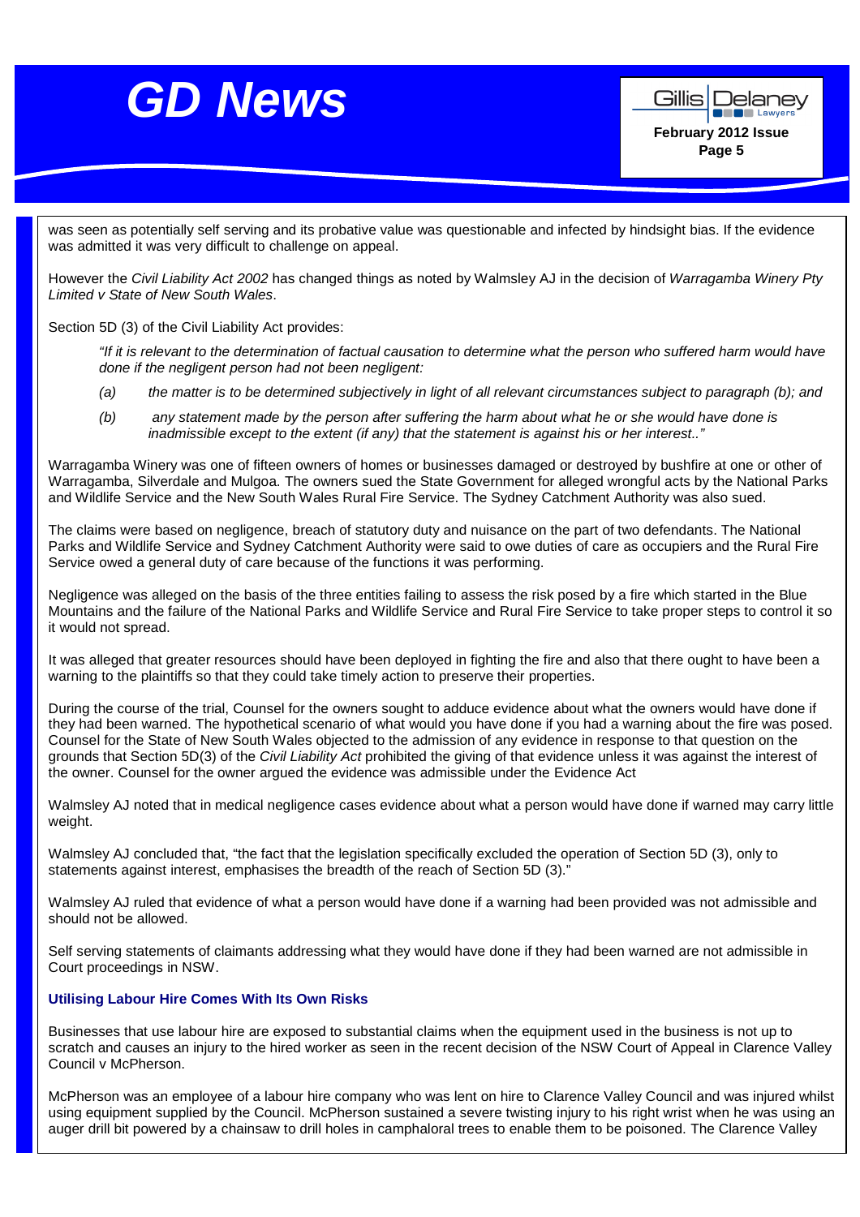was seen as potentially self serving and its probative value was questionable and infected by hindsight bias. If the evidence was admitted it was very difficult to challenge on appeal.

However the *Civil Liability Act 2002* has changed things as noted by Walmsley AJ in the decision of *Warragamba Winery Pty Limited v State of New South Wales*.

Section 5D (3) of the Civil Liability Act provides:

> *"If it is relevant to the determination of factual causation to determine what the person who suffered harm would have done if the negligent person had not been negligent:*
>
> *(a) the matter is to be determined subjectively in light of all relevant circumstances subject to paragraph (b); and*
>
> *(b) any statement made by the person after suffering the harm about what he or she would have done is inadmissible except to the extent (if any) that the statement is against his or her interest.."*

Warragamba Winery was one of fifteen owners of homes or businesses damaged or destroyed by bushfire at one or other of Warragamba, Silverdale and Mulgoa. The owners sued the State Government for alleged wrongful acts by the National Parks and Wildlife Service and the New South Wales Rural Fire Service. The Sydney Catchment Authority was also sued.

The claims were based on negligence, breach of statutory duty and nuisance on the part of two defendants. The National Parks and Wildlife Service and Sydney Catchment Authority were said to owe duties of care as occupiers and the Rural Fire Service owed a general duty of care because of the functions it was performing.

Negligence was alleged on the basis of the three entities failing to assess the risk posed by a fire which started in the Blue Mountains and the failure of the National Parks and Wildlife Service and Rural Fire Service to take proper steps to control it so it would not spread.

It was alleged that greater resources should have been deployed in fighting the fire and also that there ought to have been a warning to the plaintiffs so that they could take timely action to preserve their properties.

During the course of the trial, Counsel for the owners sought to adduce evidence about what the owners would have done if they had been warned. The hypothetical scenario of what would you have done if you had a warning about the fire was posed. Counsel for the State of New South Wales objected to the admission of any evidence in response to that question on the grounds that Section 5D(3) of the *Civil Liability Act* prohibited the giving of that evidence unless it was against the interest of the owner. Counsel for the owner argued the evidence was admissible under the Evidence Act

Walmsley AJ noted that in medical negligence cases evidence about what a person would have done if warned may carry little weight.

Walmsley AJ concluded that, "the fact that the legislation specifically excluded the operation of Section 5D (3), only to statements against interest, emphasises the breadth of the reach of Section 5D (3)."

Walmsley AJ ruled that evidence of what a person would have done if a warning had been provided was not admissible and should not be allowed.

Self serving statements of claimants addressing what they would have done if they had been warned are not admissible in Court proceedings in NSW.

### Utilising Labour Hire Comes With Its Own Risks

Businesses that use labour hire are exposed to substantial claims when the equipment used in the business is not up to scratch and causes an injury to the hired worker as seen in the recent decision of the NSW Court of Appeal in Clarence Valley Council v McPherson.

McPherson was an employee of a labour hire company who was lent on hire to Clarence Valley Council and was injured whilst using equipment supplied by the Council. McPherson sustained a severe twisting injury to his right wrist when he was using an auger drill bit powered by a chainsaw to drill holes in camphaloral trees to enable them to be poisoned. The Clarence Valley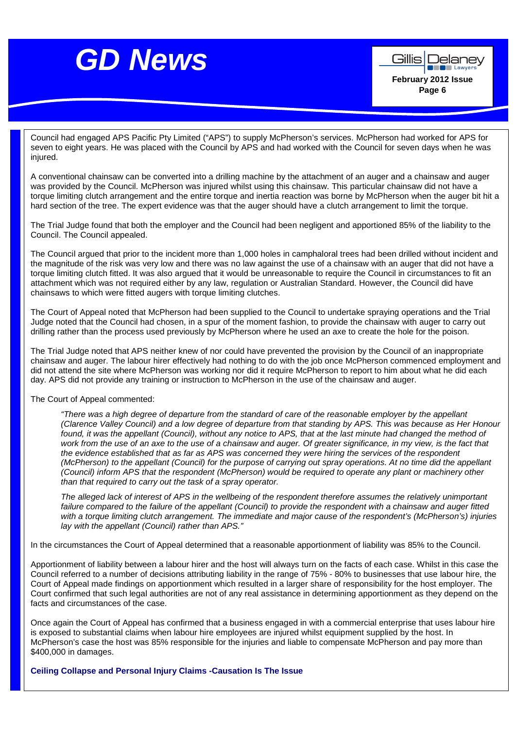Council had engaged APS Pacific Pty Limited ("APS") to supply McPherson's services. McPherson had worked for APS for seven to eight years. He was placed with the Council by APS and had worked with the Council for seven days when he was injured.

A conventional chainsaw can be converted into a drilling machine by the attachment of an auger and a chainsaw and auger was provided by the Council. McPherson was injured whilst using this chainsaw. This particular chainsaw did not have a torque limiting clutch arrangement and the entire torque and inertia reaction was borne by McPherson when the auger bit hit a hard section of the tree. The expert evidence was that the auger should have a clutch arrangement to limit the torque.

The Trial Judge found that both the employer and the Council had been negligent and apportioned 85% of the liability to the Council. The Council appealed.

The Council argued that prior to the incident more than 1,000 holes in camphaloral trees had been drilled without incident and the magnitude of the risk was very low and there was no law against the use of a chainsaw with an auger that did not have a torque limiting clutch fitted. It was also argued that it would be unreasonable to require the Council in circumstances to fit an attachment which was not required either by any law, regulation or Australian Standard. However, the Council did have chainsaws to which were fitted augers with torque limiting clutches.

The Court of Appeal noted that McPherson had been supplied to the Council to undertake spraying operations and the Trial Judge noted that the Council had chosen, in a spur of the moment fashion, to provide the chainsaw with auger to carry out drilling rather than the process used previously by McPherson where he used an axe to create the hole for the poison.

The Trial Judge noted that APS neither knew of nor could have prevented the provision by the Council of an inappropriate chainsaw and auger. The labour hirer effectively had nothing to do with the job once McPherson commenced employment and did not attend the site where McPherson was working nor did it require McPherson to report to him about what he did each day. APS did not provide any training or instruction to McPherson in the use of the chainsaw and auger.

The Court of Appeal commented:

> *"There was a high degree of departure from the standard of care of the reasonable employer by the appellant (Clarence Valley Council) and a low degree of departure from that standing by APS. This was because as Her Honour found, it was the appellant (Council), without any notice to APS, that at the last minute had changed the method of work from the use of an axe to the use of a chainsaw and auger. Of greater significance, in my view, is the fact that the evidence established that as far as APS was concerned they were hiring the services of the respondent (McPherson) to the appellant (Council) for the purpose of carrying out spray operations. At no time did the appellant (Council) inform APS that the respondent (McPherson) would be required to operate any plant or machinery other than that required to carry out the task of a spray operator.*
>
> *The alleged lack of interest of APS in the wellbeing of the respondent therefore assumes the relatively unimportant failure compared to the failure of the appellant (Council) to provide the respondent with a chainsaw and auger fitted with a torque limiting clutch arrangement. The immediate and major cause of the respondent's (McPherson's) injuries lay with the appellant (Council) rather than APS."*

In the circumstances the Court of Appeal determined that a reasonable apportionment of liability was 85% to the Council.

Apportionment of liability between a labour hirer and the host will always turn on the facts of each case. Whilst in this case the Council referred to a number of decisions attributing liability in the range of 75% - 80% to businesses that use labour hire, the Court of Appeal made findings on apportionment which resulted in a larger share of responsibility for the host employer. The Court confirmed that such legal authorities are not of any real assistance in determining apportionment as they depend on the facts and circumstances of the case.

Once again the Court of Appeal has confirmed that a business engaged in with a commercial enterprise that uses labour hire is exposed to substantial claims when labour hire employees are injured whilst equipment supplied by the host. In McPherson's case the host was 85% responsible for the injuries and liable to compensate McPherson and pay more than $400,000 in damages.

## Ceiling Collapse and Personal Injury Claims -Causation Is The Issue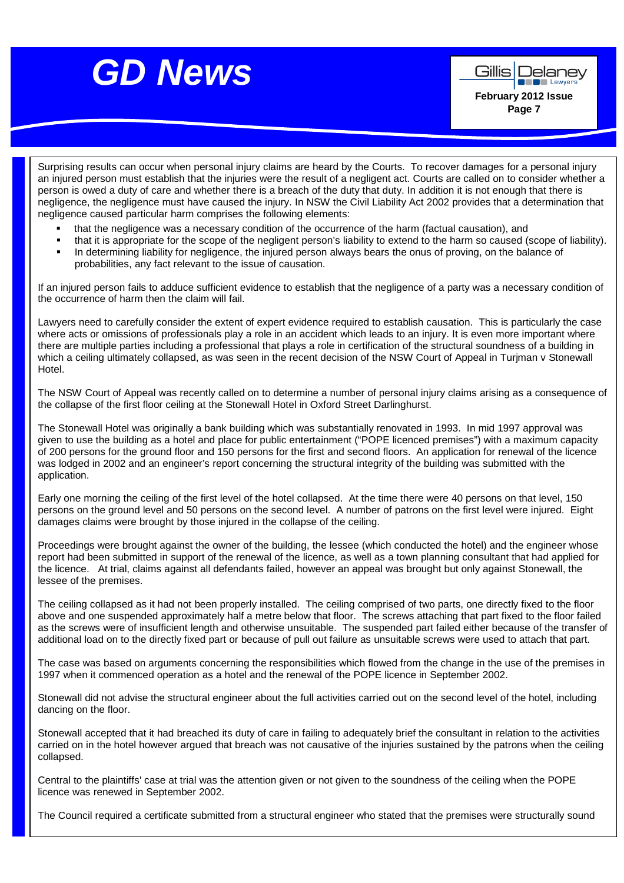Surprising results can occur when personal injury claims are heard by the Courts. To recover damages for a personal injury an injured person must establish that the injuries were the result of a negligent act. Courts are called on to consider whether a person is owed a duty of care and whether there is a breach of the duty that duty. In addition it is not enough that there is negligence, the negligence must have caused the injury. In NSW the Civil Liability Act 2002 provides that a determination that negligence caused particular harm comprises the following elements:

- that the negligence was a necessary condition of the occurrence of the harm (factual causation), and
- that it is appropriate for the scope of the negligent person's liability to extend to the harm so caused (scope of liability).
- In determining liability for negligence, the injured person always bears the onus of proving, on the balance of probabilities, any fact relevant to the issue of causation.

If an injured person fails to adduce sufficient evidence to establish that the negligence of a party was a necessary condition of the occurrence of harm then the claim will fail.

Lawyers need to carefully consider the extent of expert evidence required to establish causation. This is particularly the case where acts or omissions of professionals play a role in an accident which leads to an injury. It is even more important where there are multiple parties including a professional that plays a role in certification of the structural soundness of a building in which a ceiling ultimately collapsed, as was seen in the recent decision of the NSW Court of Appeal in Turjman v Stonewall Hotel.

The NSW Court of Appeal was recently called on to determine a number of personal injury claims arising as a consequence of the collapse of the first floor ceiling at the Stonewall Hotel in Oxford Street Darlinghurst.

The Stonewall Hotel was originally a bank building which was substantially renovated in 1993. In mid 1997 approval was given to use the building as a hotel and place for public entertainment ("POPE licenced premises") with a maximum capacity of 200 persons for the ground floor and 150 persons for the first and second floors. An application for renewal of the licence was lodged in 2002 and an engineer's report concerning the structural integrity of the building was submitted with the application.

Early one morning the ceiling of the first level of the hotel collapsed. At the time there were 40 persons on that level, 150 persons on the ground level and 50 persons on the second level. A number of patrons on the first level were injured. Eight damages claims were brought by those injured in the collapse of the ceiling.

Proceedings were brought against the owner of the building, the lessee (which conducted the hotel) and the engineer whose report had been submitted in support of the renewal of the licence, as well as a town planning consultant that had applied for the licence. At trial, claims against all defendants failed, however an appeal was brought but only against Stonewall, the lessee of the premises.

The ceiling collapsed as it had not been properly installed. The ceiling comprised of two parts, one directly fixed to the floor above and one suspended approximately half a metre below that floor. The screws attaching that part fixed to the floor failed as the screws were of insufficient length and otherwise unsuitable. The suspended part failed either because of the transfer of additional load on to the directly fixed part or because of pull out failure as unsuitable screws were used to attach that part.

The case was based on arguments concerning the responsibilities which flowed from the change in the use of the premises in 1997 when it commenced operation as a hotel and the renewal of the POPE licence in September 2002.

Stonewall did not advise the structural engineer about the full activities carried out on the second level of the hotel, including dancing on the floor.

Stonewall accepted that it had breached its duty of care in failing to adequately brief the consultant in relation to the activities carried on in the hotel however argued that breach was not causative of the injuries sustained by the patrons when the ceiling collapsed.

Central to the plaintiffs' case at trial was the attention given or not given to the soundness of the ceiling when the POPE licence was renewed in September 2002.

The Council required a certificate submitted from a structural engineer who stated that the premises were structurally sound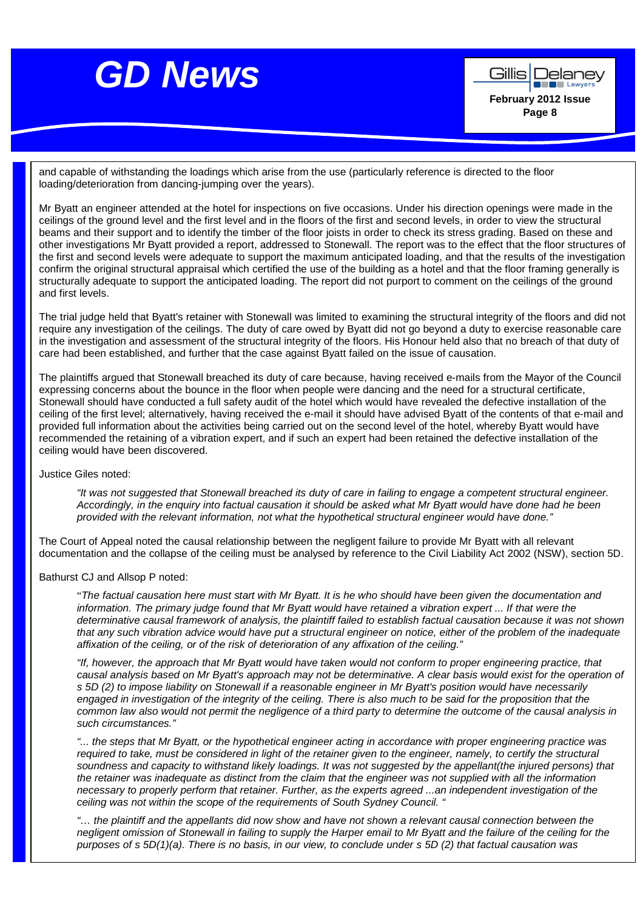and capable of withstanding the loadings which arise from the use (particularly reference is directed to the floor loading/deterioration from dancing-jumping over the years).

Mr Byatt an engineer attended at the hotel for inspections on five occasions. Under his direction openings were made in the ceilings of the ground level and the first level and in the floors of the first and second levels, in order to view the structural beams and their support and to identify the timber of the floor joists in order to check its stress grading. Based on these and other investigations Mr Byatt provided a report, addressed to Stonewall. The report was to the effect that the floor structures of the first and second levels were adequate to support the maximum anticipated loading, and that the results of the investigation confirm the original structural appraisal which certified the use of the building as a hotel and that the floor framing generally is structurally adequate to support the anticipated loading. The report did not purport to comment on the ceilings of the ground and first levels.

The trial judge held that Byatt's retainer with Stonewall was limited to examining the structural integrity of the floors and did not require any investigation of the ceilings. The duty of care owed by Byatt did not go beyond a duty to exercise reasonable care in the investigation and assessment of the structural integrity of the floors. His Honour held also that no breach of that duty of care had been established, and further that the case against Byatt failed on the issue of causation.

The plaintiffs argued that Stonewall breached its duty of care because, having received e-mails from the Mayor of the Council expressing concerns about the bounce in the floor when people were dancing and the need for a structural certificate, Stonewall should have conducted a full safety audit of the hotel which would have revealed the defective installation of the ceiling of the first level; alternatively, having received the e-mail it should have advised Byatt of the contents of that e-mail and provided full information about the activities being carried out on the second level of the hotel, whereby Byatt would have recommended the retaining of a vibration expert, and if such an expert had been retained the defective installation of the ceiling would have been discovered.

Justice Giles noted:

> *"It was not suggested that Stonewall breached its duty of care in failing to engage a competent structural engineer. Accordingly, in the enquiry into factual causation it should be asked what Mr Byatt would have done had he been provided with the relevant information, not what the hypothetical structural engineer would have done."*

The Court of Appeal noted the causal relationship between the negligent failure to provide Mr Byatt with all relevant documentation and the collapse of the ceiling must be analysed by reference to the Civil Liability Act 2002 (NSW), section 5D.

Bathurst CJ and Allsop P noted:

> "*The factual causation here must start with Mr Byatt. It is he who should have been given the documentation and information. The primary judge found that Mr Byatt would have retained a vibration expert ... If that were the determinative causal framework of analysis, the plaintiff failed to establish factual causation because it was not shown that any such vibration advice would have put a structural engineer on notice, either of the problem of the inadequate affixation of the ceiling, or of the risk of deterioration of any affixation of the ceiling."*
>
> *"If, however, the approach that Mr Byatt would have taken would not conform to proper engineering practice, that causal analysis based on Mr Byatt's approach may not be determinative. A clear basis would exist for the operation of s 5D (2) to impose liability on Stonewall if a reasonable engineer in Mr Byatt's position would have necessarily engaged in investigation of the integrity of the ceiling. There is also much to be said for the proposition that the common law also would not permit the negligence of a third party to determine the outcome of the causal analysis in such circumstances."*
>
> *"... the steps that Mr Byatt, or the hypothetical engineer acting in accordance with proper engineering practice was required to take, must be considered in light of the retainer given to the engineer, namely, to certify the structural soundness and capacity to withstand likely loadings. It was not suggested by the appellant(the injured persons) that the retainer was inadequate as distinct from the claim that the engineer was not supplied with all the information necessary to properly perform that retainer. Further, as the experts agreed ...an independent investigation of the ceiling was not within the scope of the requirements of South Sydney Council. "*
>
> *"… the plaintiff and the appellants did now show and have not shown a relevant causal connection between the negligent omission of Stonewall in failing to supply the Harper email to Mr Byatt and the failure of the ceiling for the purposes of s 5D(1)(a). There is no basis, in our view, to conclude under s 5D (2) that factual causation was*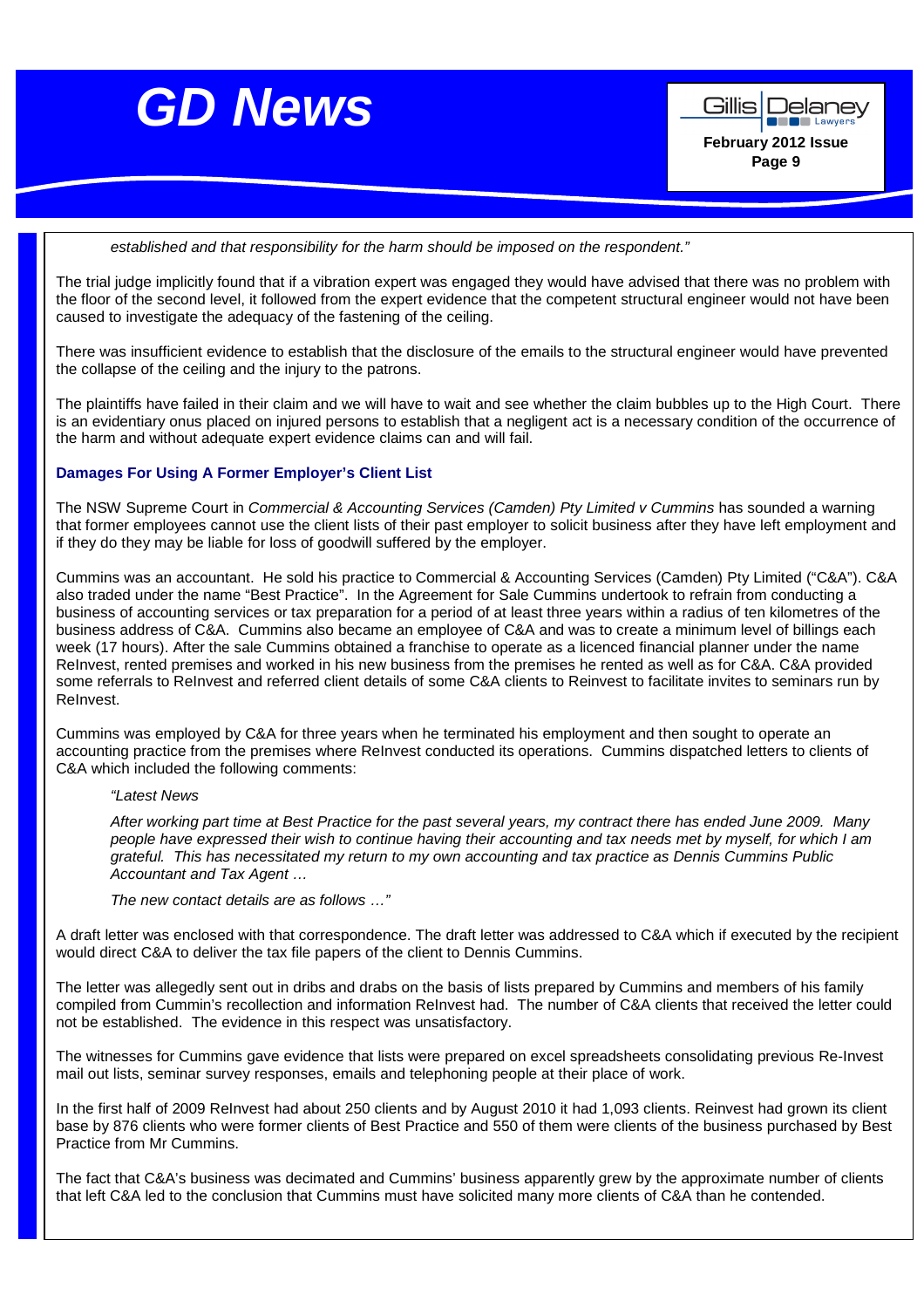*established and that responsibility for the harm should be imposed on the respondent."*

The trial judge implicitly found that if a vibration expert was engaged they would have advised that there was no problem with the floor of the second level, it followed from the expert evidence that the competent structural engineer would not have been caused to investigate the adequacy of the fastening of the ceiling.

There was insufficient evidence to establish that the disclosure of the emails to the structural engineer would have prevented the collapse of the ceiling and the injury to the patrons.

The plaintiffs have failed in their claim and we will have to wait and see whether the claim bubbles up to the High Court. There is an evidentiary onus placed on injured persons to establish that a negligent act is a necessary condition of the occurrence of the harm and without adequate expert evidence claims can and will fail.

### Damages For Using A Former Employer's Client List

The NSW Supreme Court in *Commercial & Accounting Services (Camden) Pty Limited v Cummins* has sounded a warning that former employees cannot use the client lists of their past employer to solicit business after they have left employment and if they do they may be liable for loss of goodwill suffered by the employer.

Cummins was an accountant. He sold his practice to Commercial & Accounting Services (Camden) Pty Limited ("C&A"). C&A also traded under the name "Best Practice". In the Agreement for Sale Cummins undertook to refrain from conducting a business of accounting services or tax preparation for a period of at least three years within a radius of ten kilometres of the business address of C&A. Cummins also became an employee of C&A and was to create a minimum level of billings each week (17 hours). After the sale Cummins obtained a franchise to operate as a licenced financial planner under the name ReInvest, rented premises and worked in his new business from the premises he rented as well as for C&A. C&A provided some referrals to ReInvest and referred client details of some C&A clients to Reinvest to facilitate invites to seminars run by ReInvest.

Cummins was employed by C&A for three years when he terminated his employment and then sought to operate an accounting practice from the premises where ReInvest conducted its operations. Cummins dispatched letters to clients of C&A which included the following comments:

> *"Latest News*
>
> *After working part time at Best Practice for the past several years, my contract there has ended June 2009. Many people have expressed their wish to continue having their accounting and tax needs met by myself, for which I am grateful. This has necessitated my return to my own accounting and tax practice as Dennis Cummins Public Accountant and Tax Agent …*
>
> *The new contact details are as follows …"*

A draft letter was enclosed with that correspondence. The draft letter was addressed to C&A which if executed by the recipient would direct C&A to deliver the tax file papers of the client to Dennis Cummins.

The letter was allegedly sent out in dribs and drabs on the basis of lists prepared by Cummins and members of his family compiled from Cummin's recollection and information ReInvest had. The number of C&A clients that received the letter could not be established. The evidence in this respect was unsatisfactory.

The witnesses for Cummins gave evidence that lists were prepared on excel spreadsheets consolidating previous Re-Invest mail out lists, seminar survey responses, emails and telephoning people at their place of work.

In the first half of 2009 ReInvest had about 250 clients and by August 2010 it had 1,093 clients. Reinvest had grown its client base by 876 clients who were former clients of Best Practice and 550 of them were clients of the business purchased by Best Practice from Mr Cummins.

The fact that C&A's business was decimated and Cummins' business apparently grew by the approximate number of clients that left C&A led to the conclusion that Cummins must have solicited many more clients of C&A than he contended.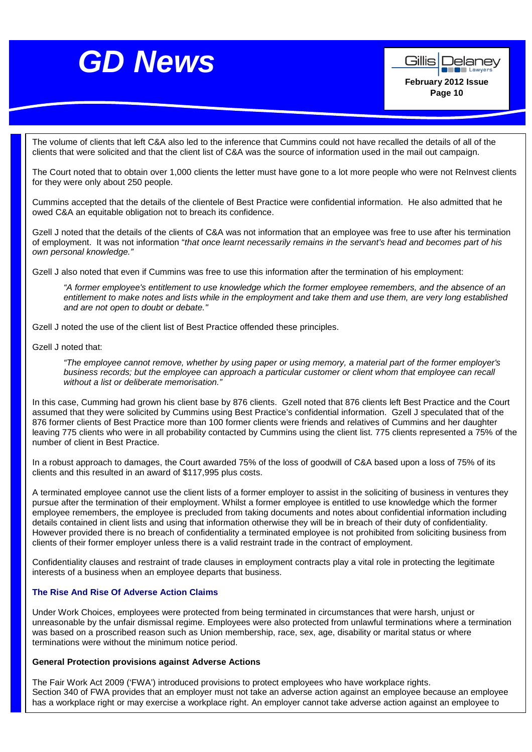The volume of clients that left C&A also led to the inference that Cummins could not have recalled the details of all of the clients that were solicited and that the client list of C&A was the source of information used in the mail out campaign.

The Court noted that to obtain over 1,000 clients the letter must have gone to a lot more people who were not ReInvest clients for they were only about 250 people.

Cummins accepted that the details of the clientele of Best Practice were confidential information. He also admitted that he owed C&A an equitable obligation not to breach its confidence.

Gzell J noted that the details of the clients of C&A was not information that an employee was free to use after his termination of employment. It was not information "*that once learnt necessarily remains in the servant's head and becomes part of his own personal knowledge.*"

Gzell J also noted that even if Cummins was free to use this information after the termination of his employment:

> *"A former employee's entitlement to use knowledge which the former employee remembers, and the absence of an entitlement to make notes and lists while in the employment and take them and use them, are very long established and are not open to doubt or debate."*

Gzell J noted the use of the client list of Best Practice offended these principles.

Gzell J noted that:

> *"The employee cannot remove, whether by using paper or using memory, a material part of the former employer's business records; but the employee can approach a particular customer or client whom that employee can recall without a list or deliberate memorisation."*

In this case, Cumming had grown his client base by 876 clients. Gzell noted that 876 clients left Best Practice and the Court assumed that they were solicited by Cummins using Best Practice's confidential information. Gzell J speculated that of the 876 former clients of Best Practice more than 100 former clients were friends and relatives of Cummins and her daughter leaving 775 clients who were in all probability contacted by Cummins using the client list. 775 clients represented a 75% of the number of client in Best Practice.

In a robust approach to damages, the Court awarded 75% of the loss of goodwill of C&A based upon a loss of 75% of its clients and this resulted in an award of $117,995 plus costs.

A terminated employee cannot use the client lists of a former employer to assist in the soliciting of business in ventures they pursue after the termination of their employment. Whilst a former employee is entitled to use knowledge which the former employee remembers, the employee is precluded from taking documents and notes about confidential information including details contained in client lists and using that information otherwise they will be in breach of their duty of confidentiality. However provided there is no breach of confidentiality a terminated employee is not prohibited from soliciting business from clients of their former employer unless there is a valid restraint trade in the contract of employment.

Confidentiality clauses and restraint of trade clauses in employment contracts play a vital role in protecting the legitimate interests of a business when an employee departs that business.

## The Rise And Rise Of Adverse Action Claims

Under Work Choices, employees were protected from being terminated in circumstances that were harsh, unjust or unreasonable by the unfair dismissal regime. Employees were also protected from unlawful terminations where a termination was based on a proscribed reason such as Union membership, race, sex, age, disability or marital status or where terminations were without the minimum notice period.

### General Protection provisions against Adverse Actions

The Fair Work Act 2009 ('FWA') introduced provisions to protect employees who have workplace rights. Section 340 of FWA provides that an employer must not take an adverse action against an employee because an employee has a workplace right or may exercise a workplace right. An employer cannot take adverse action against an employee to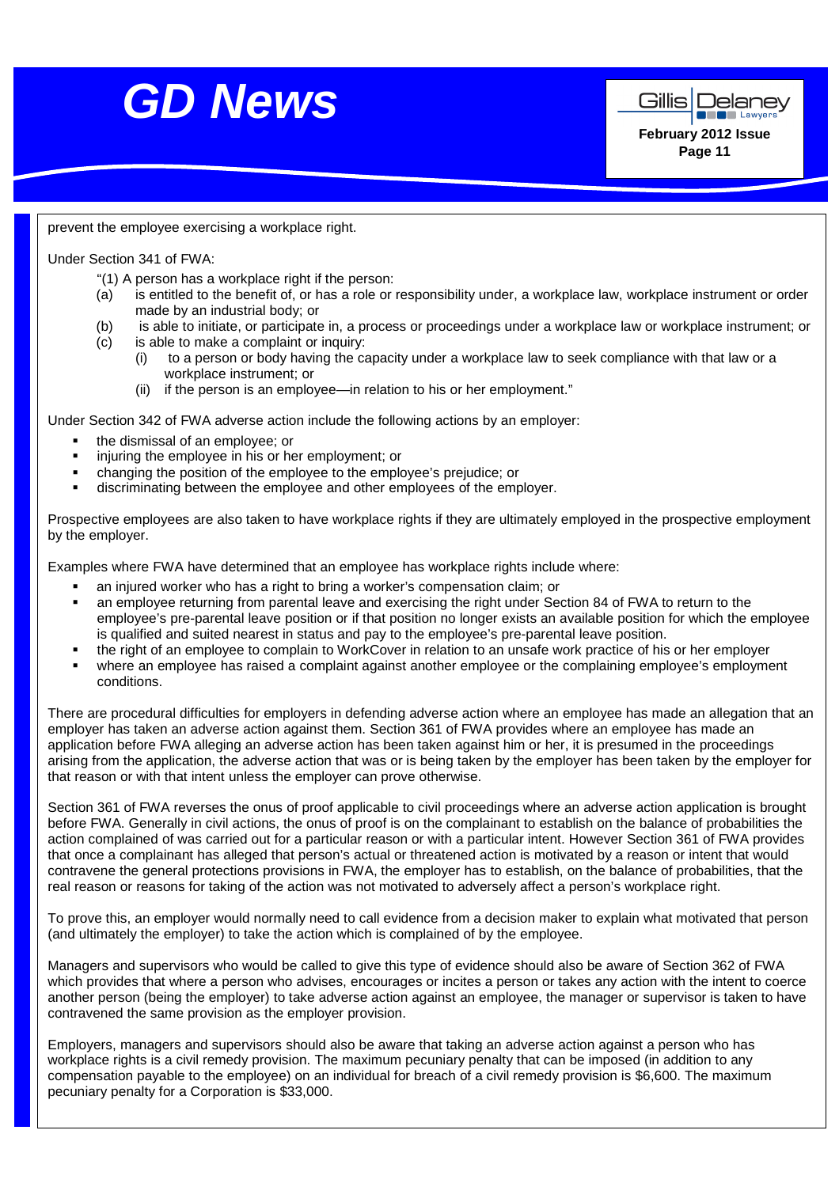prevent the employee exercising a workplace right.

Under Section 341 of FWA:

"(1) A person has a workplace right if the person:

(a) is entitled to the benefit of, or has a role or responsibility under, a workplace law, workplace instrument or order made by an industrial body; or

(b) is able to initiate, or participate in, a process or proceedings under a workplace law or workplace instrument; or

(c) is able to make a complaint or inquiry:

(i) to a person or body having the capacity under a workplace law to seek compliance with that law or a workplace instrument; or

(ii) if the person is an employee—in relation to his or her employment."

Under Section 342 of FWA adverse action include the following actions by an employer:

- the dismissal of an employee; or
- injuring the employee in his or her employment; or
- changing the position of the employee to the employee's prejudice; or
- discriminating between the employee and other employees of the employer.

Prospective employees are also taken to have workplace rights if they are ultimately employed in the prospective employment by the employer.

Examples where FWA have determined that an employee has workplace rights include where:

- an injured worker who has a right to bring a worker's compensation claim; or
- an employee returning from parental leave and exercising the right under Section 84 of FWA to return to the employee's pre-parental leave position or if that position no longer exists an available position for which the employee is qualified and suited nearest in status and pay to the employee's pre-parental leave position.
- the right of an employee to complain to WorkCover in relation to an unsafe work practice of his or her employer
- where an employee has raised a complaint against another employee or the complaining employee's employment conditions.

There are procedural difficulties for employers in defending adverse action where an employee has made an allegation that an employer has taken an adverse action against them. Section 361 of FWA provides where an employee has made an application before FWA alleging an adverse action has been taken against him or her, it is presumed in the proceedings arising from the application, the adverse action that was or is being taken by the employer has been taken by the employer for that reason or with that intent unless the employer can prove otherwise.

Section 361 of FWA reverses the onus of proof applicable to civil proceedings where an adverse action application is brought before FWA. Generally in civil actions, the onus of proof is on the complainant to establish on the balance of probabilities the action complained of was carried out for a particular reason or with a particular intent. However Section 361 of FWA provides that once a complainant has alleged that person's actual or threatened action is motivated by a reason or intent that would contravene the general protections provisions in FWA, the employer has to establish, on the balance of probabilities, that the real reason or reasons for taking of the action was not motivated to adversely affect a person's workplace right.

To prove this, an employer would normally need to call evidence from a decision maker to explain what motivated that person (and ultimately the employer) to take the action which is complained of by the employee.

Managers and supervisors who would be called to give this type of evidence should also be aware of Section 362 of FWA which provides that where a person who advises, encourages or incites a person or takes any action with the intent to coerce another person (being the employer) to take adverse action against an employee, the manager or supervisor is taken to have contravened the same provision as the employer provision.

Employers, managers and supervisors should also be aware that taking an adverse action against a person who has workplace rights is a civil remedy provision. The maximum pecuniary penalty that can be imposed (in addition to any compensation payable to the employee) on an individual for breach of a civil remedy provision is $6,600. The maximum pecuniary penalty for a Corporation is $33,000.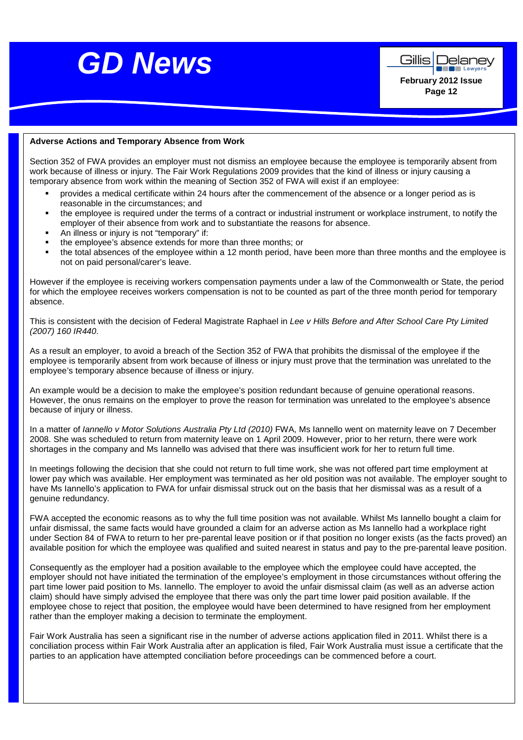## Adverse Actions and Temporary Absence from Work

Section 352 of FWA provides an employer must not dismiss an employee because the employee is temporarily absent from work because of illness or injury. The Fair Work Regulations 2009 provides that the kind of illness or injury causing a temporary absence from work within the meaning of Section 352 of FWA will exist if an employee:

- provides a medical certificate within 24 hours after the commencement of the absence or a longer period as is reasonable in the circumstances; and
- the employee is required under the terms of a contract or industrial instrument or workplace instrument, to notify the employer of their absence from work and to substantiate the reasons for absence.
- An illness or injury is not "temporary" if:
- the employee's absence extends for more than three months; or
- the total absences of the employee within a 12 month period, have been more than three months and the employee is not on paid personal/carer's leave.

However if the employee is receiving workers compensation payments under a law of the Commonwealth or State, the period for which the employee receives workers compensation is not to be counted as part of the three month period for temporary absence.

This is consistent with the decision of Federal Magistrate Raphael in *Lee v Hills Before and After School Care Pty Limited (2007) 160 IR440*.

As a result an employer, to avoid a breach of the Section 352 of FWA that prohibits the dismissal of the employee if the employee is temporarily absent from work because of illness or injury must prove that the termination was unrelated to the employee's temporary absence because of illness or injury.

An example would be a decision to make the employee's position redundant because of genuine operational reasons. However, the onus remains on the employer to prove the reason for termination was unrelated to the employee's absence because of injury or illness.

In a matter of *Iannello v Motor Solutions Australia Pty Ltd (2010)* FWA, Ms Iannello went on maternity leave on 7 December 2008. She was scheduled to return from maternity leave on 1 April 2009. However, prior to her return, there were work shortages in the company and Ms Iannello was advised that there was insufficient work for her to return full time.

In meetings following the decision that she could not return to full time work, she was not offered part time employment at lower pay which was available. Her employment was terminated as her old position was not available. The employer sought to have Ms Iannello's application to FWA for unfair dismissal struck out on the basis that her dismissal was as a result of a genuine redundancy.

FWA accepted the economic reasons as to why the full time position was not available. Whilst Ms Iannello bought a claim for unfair dismissal, the same facts would have grounded a claim for an adverse action as Ms Iannello had a workplace right under Section 84 of FWA to return to her pre-parental leave position or if that position no longer exists (as the facts proved) an available position for which the employee was qualified and suited nearest in status and pay to the pre-parental leave position.

Consequently as the employer had a position available to the employee which the employee could have accepted, the employer should not have initiated the termination of the employee's employment in those circumstances without offering the part time lower paid position to Ms. Iannello. The employer to avoid the unfair dismissal claim (as well as an adverse action claim) should have simply advised the employee that there was only the part time lower paid position available. If the employee chose to reject that position, the employee would have been determined to have resigned from her employment rather than the employer making a decision to terminate the employment.

Fair Work Australia has seen a significant rise in the number of adverse actions application filed in 2011. Whilst there is a conciliation process within Fair Work Australia after an application is filed, Fair Work Australia must issue a certificate that the parties to an application have attempted conciliation before proceedings can be commenced before a court.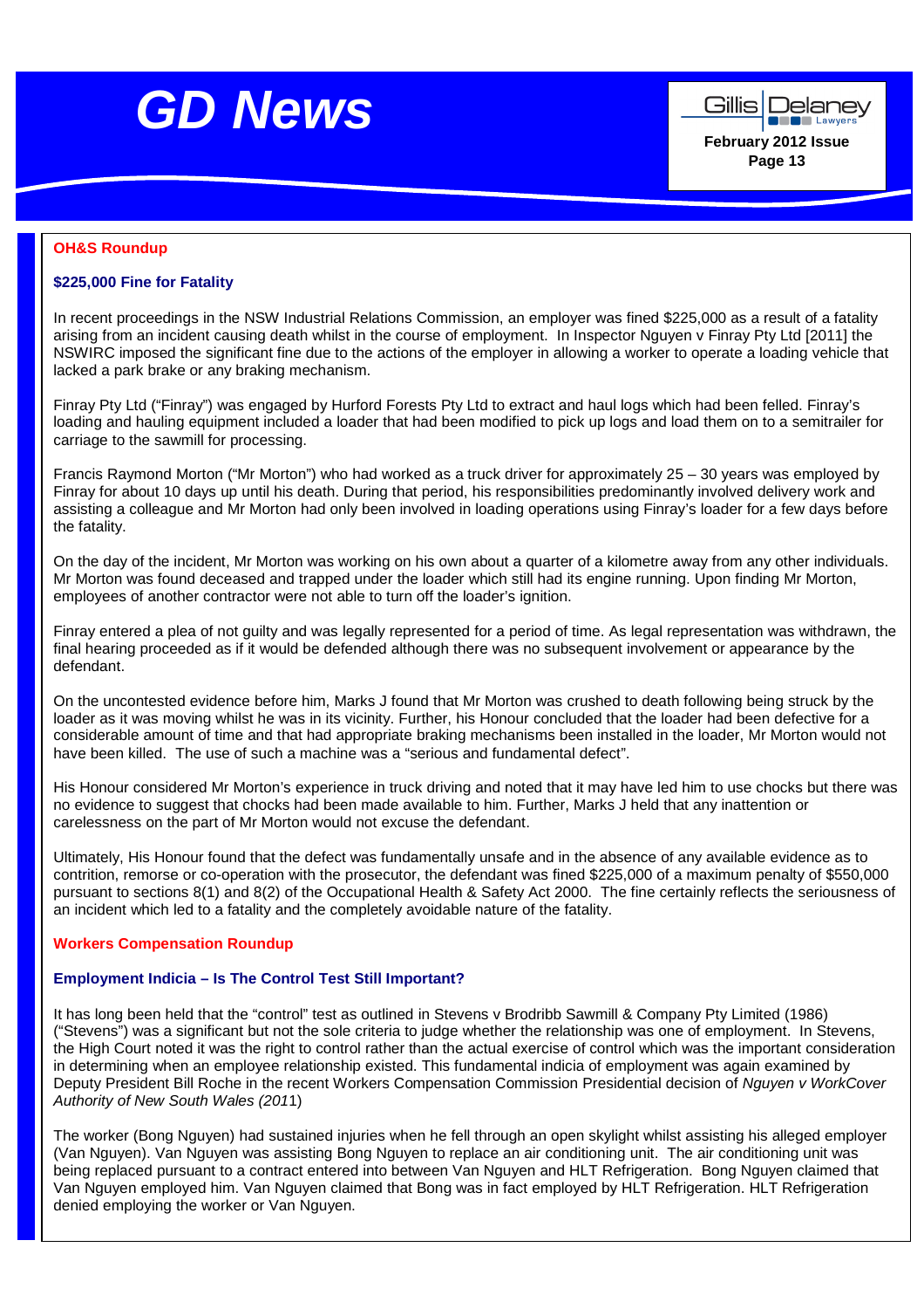## OH&S Roundup

### $225,000 Fine for Fatality

In recent proceedings in the NSW Industrial Relations Commission, an employer was fined $225,000 as a result of a fatality arising from an incident causing death whilst in the course of employment. In Inspector Nguyen v Finray Pty Ltd [2011] the NSWIRC imposed the significant fine due to the actions of the employer in allowing a worker to operate a loading vehicle that lacked a park brake or any braking mechanism.

Finray Pty Ltd ("Finray") was engaged by Hurford Forests Pty Ltd to extract and haul logs which had been felled. Finray's loading and hauling equipment included a loader that had been modified to pick up logs and load them on to a semitrailer for carriage to the sawmill for processing.

Francis Raymond Morton ("Mr Morton") who had worked as a truck driver for approximately 25 – 30 years was employed by Finray for about 10 days up until his death. During that period, his responsibilities predominantly involved delivery work and assisting a colleague and Mr Morton had only been involved in loading operations using Finray's loader for a few days before the fatality.

On the day of the incident, Mr Morton was working on his own about a quarter of a kilometre away from any other individuals. Mr Morton was found deceased and trapped under the loader which still had its engine running. Upon finding Mr Morton, employees of another contractor were not able to turn off the loader's ignition.

Finray entered a plea of not guilty and was legally represented for a period of time. As legal representation was withdrawn, the final hearing proceeded as if it would be defended although there was no subsequent involvement or appearance by the defendant.

On the uncontested evidence before him, Marks J found that Mr Morton was crushed to death following being struck by the loader as it was moving whilst he was in its vicinity. Further, his Honour concluded that the loader had been defective for a considerable amount of time and that had appropriate braking mechanisms been installed in the loader, Mr Morton would not have been killed. The use of such a machine was a "serious and fundamental defect".

His Honour considered Mr Morton's experience in truck driving and noted that it may have led him to use chocks but there was no evidence to suggest that chocks had been made available to him. Further, Marks J held that any inattention or carelessness on the part of Mr Morton would not excuse the defendant.

Ultimately, His Honour found that the defect was fundamentally unsafe and in the absence of any available evidence as to contrition, remorse or co-operation with the prosecutor, the defendant was fined $225,000 of a maximum penalty of $550,000 pursuant to sections 8(1) and 8(2) of the Occupational Health & Safety Act 2000. The fine certainly reflects the seriousness of an incident which led to a fatality and the completely avoidable nature of the fatality.

## Workers Compensation Roundup

### Employment Indicia – Is The Control Test Still Important?

It has long been held that the "control" test as outlined in Stevens v Brodribb Sawmill & Company Pty Limited (1986) ("Stevens") was a significant but not the sole criteria to judge whether the relationship was one of employment. In Stevens, the High Court noted it was the right to control rather than the actual exercise of control which was the important consideration in determining when an employee relationship existed. This fundamental indicia of employment was again examined by Deputy President Bill Roche in the recent Workers Compensation Commission Presidential decision of *Nguyen v WorkCover Authority of New South Wales (201*1)

The worker (Bong Nguyen) had sustained injuries when he fell through an open skylight whilst assisting his alleged employer (Van Nguyen). Van Nguyen was assisting Bong Nguyen to replace an air conditioning unit. The air conditioning unit was being replaced pursuant to a contract entered into between Van Nguyen and HLT Refrigeration. Bong Nguyen claimed that Van Nguyen employed him. Van Nguyen claimed that Bong was in fact employed by HLT Refrigeration. HLT Refrigeration denied employing the worker or Van Nguyen.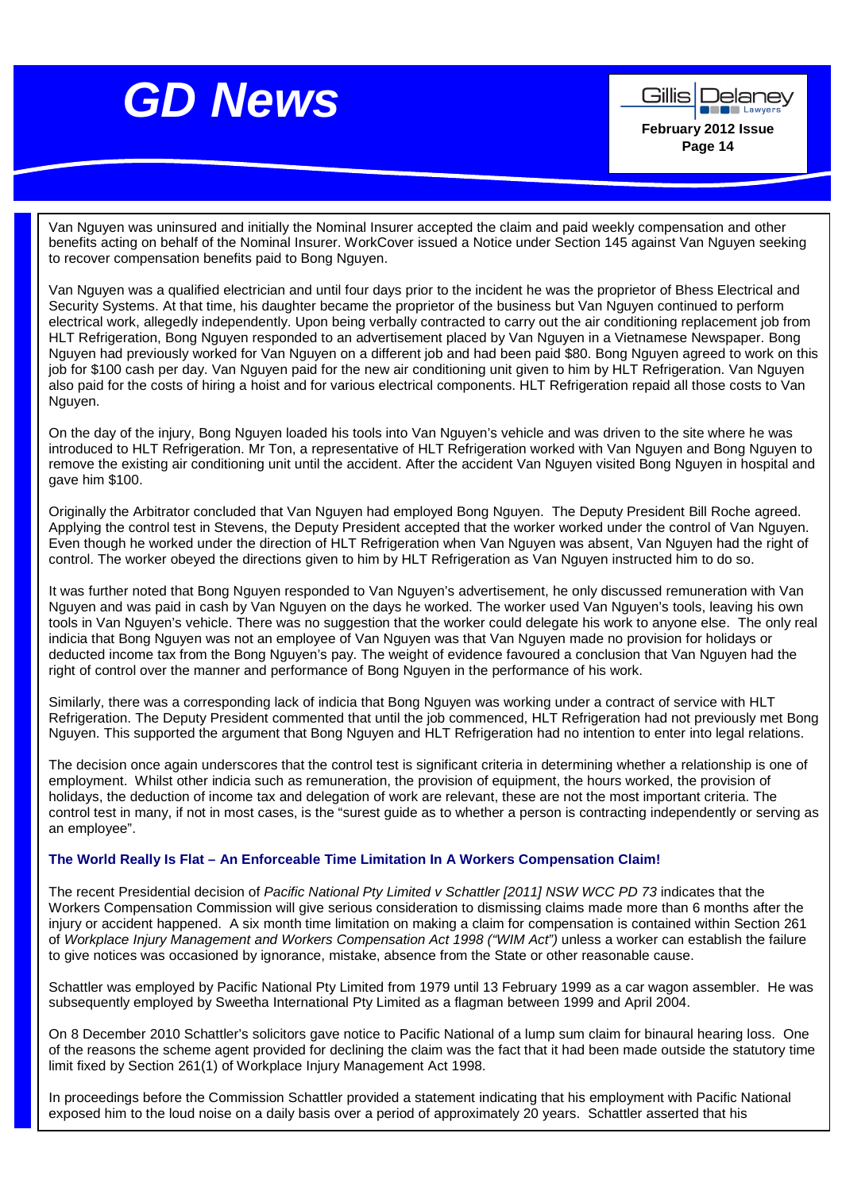Van Nguyen was uninsured and initially the Nominal Insurer accepted the claim and paid weekly compensation and other benefits acting on behalf of the Nominal Insurer. WorkCover issued a Notice under Section 145 against Van Nguyen seeking to recover compensation benefits paid to Bong Nguyen.

Van Nguyen was a qualified electrician and until four days prior to the incident he was the proprietor of Bhess Electrical and Security Systems. At that time, his daughter became the proprietor of the business but Van Nguyen continued to perform electrical work, allegedly independently. Upon being verbally contracted to carry out the air conditioning replacement job from HLT Refrigeration, Bong Nguyen responded to an advertisement placed by Van Nguyen in a Vietnamese Newspaper. Bong Nguyen had previously worked for Van Nguyen on a different job and had been paid $80. Bong Nguyen agreed to work on this job for $100 cash per day. Van Nguyen paid for the new air conditioning unit given to him by HLT Refrigeration. Van Nguyen also paid for the costs of hiring a hoist and for various electrical components. HLT Refrigeration repaid all those costs to Van Nguyen.

On the day of the injury, Bong Nguyen loaded his tools into Van Nguyen's vehicle and was driven to the site where he was introduced to HLT Refrigeration. Mr Ton, a representative of HLT Refrigeration worked with Van Nguyen and Bong Nguyen to remove the existing air conditioning unit until the accident. After the accident Van Nguyen visited Bong Nguyen in hospital and gave him $100.

Originally the Arbitrator concluded that Van Nguyen had employed Bong Nguyen. The Deputy President Bill Roche agreed. Applying the control test in Stevens, the Deputy President accepted that the worker worked under the control of Van Nguyen. Even though he worked under the direction of HLT Refrigeration when Van Nguyen was absent, Van Nguyen had the right of control. The worker obeyed the directions given to him by HLT Refrigeration as Van Nguyen instructed him to do so.

It was further noted that Bong Nguyen responded to Van Nguyen's advertisement, he only discussed remuneration with Van Nguyen and was paid in cash by Van Nguyen on the days he worked. The worker used Van Nguyen's tools, leaving his own tools in Van Nguyen's vehicle. There was no suggestion that the worker could delegate his work to anyone else. The only real indicia that Bong Nguyen was not an employee of Van Nguyen was that Van Nguyen made no provision for holidays or deducted income tax from the Bong Nguyen's pay. The weight of evidence favoured a conclusion that Van Nguyen had the right of control over the manner and performance of Bong Nguyen in the performance of his work.

Similarly, there was a corresponding lack of indicia that Bong Nguyen was working under a contract of service with HLT Refrigeration. The Deputy President commented that until the job commenced, HLT Refrigeration had not previously met Bong Nguyen. This supported the argument that Bong Nguyen and HLT Refrigeration had no intention to enter into legal relations.

The decision once again underscores that the control test is significant criteria in determining whether a relationship is one of employment. Whilst other indicia such as remuneration, the provision of equipment, the hours worked, the provision of holidays, the deduction of income tax and delegation of work are relevant, these are not the most important criteria. The control test in many, if not in most cases, is the "surest guide as to whether a person is contracting independently or serving as an employee".

### The World Really Is Flat – An Enforceable Time Limitation In A Workers Compensation Claim!

The recent Presidential decision of *Pacific National Pty Limited v Schattler [2011] NSW WCC PD 73* indicates that the Workers Compensation Commission will give serious consideration to dismissing claims made more than 6 months after the injury or accident happened. A six month time limitation on making a claim for compensation is contained within Section 261 of *Workplace Injury Management and Workers Compensation Act 1998 ("WIM Act")* unless a worker can establish the failure to give notices was occasioned by ignorance, mistake, absence from the State or other reasonable cause.

Schattler was employed by Pacific National Pty Limited from 1979 until 13 February 1999 as a car wagon assembler. He was subsequently employed by Sweetha International Pty Limited as a flagman between 1999 and April 2004.

On 8 December 2010 Schattler's solicitors gave notice to Pacific National of a lump sum claim for binaural hearing loss. One of the reasons the scheme agent provided for declining the claim was the fact that it had been made outside the statutory time limit fixed by Section 261(1) of Workplace Injury Management Act 1998.

In proceedings before the Commission Schattler provided a statement indicating that his employment with Pacific National exposed him to the loud noise on a daily basis over a period of approximately 20 years. Schattler asserted that his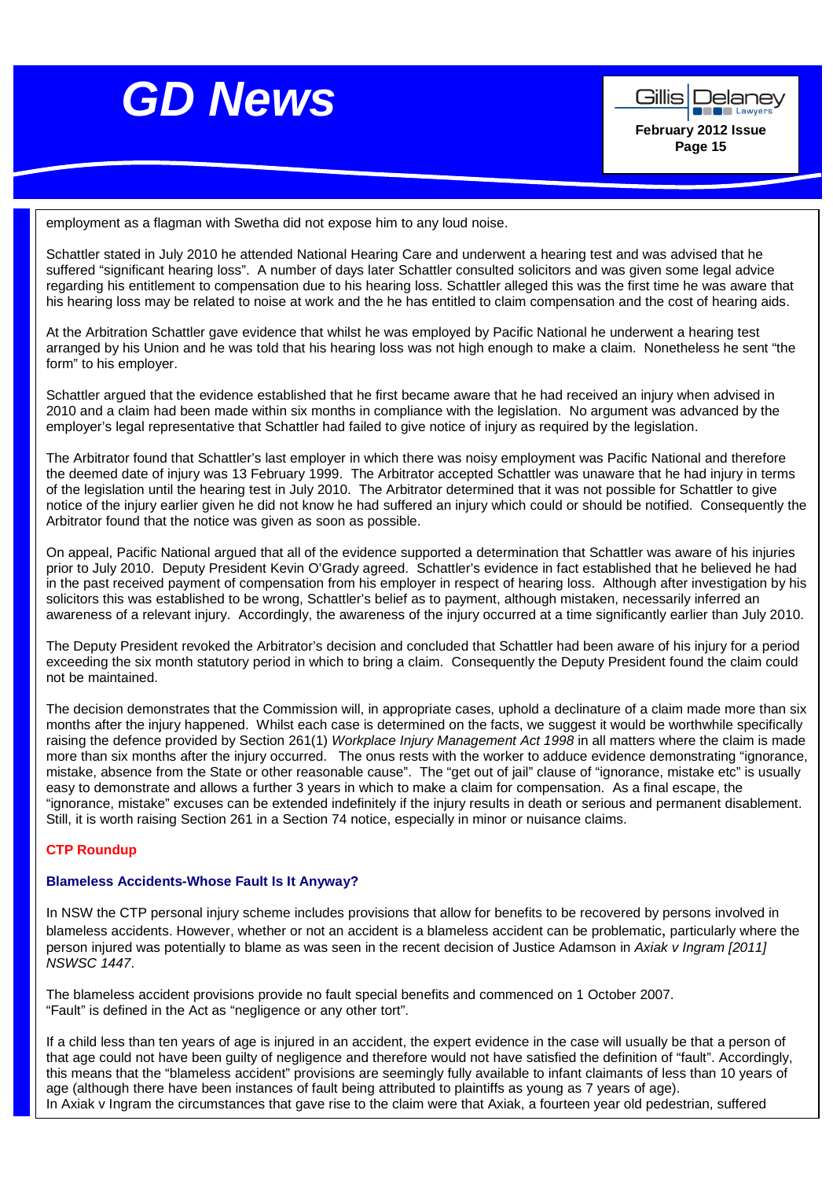employment as a flagman with Swetha did not expose him to any loud noise.

Schattler stated in July 2010 he attended National Hearing Care and underwent a hearing test and was advised that he suffered "significant hearing loss". A number of days later Schattler consulted solicitors and was given some legal advice regarding his entitlement to compensation due to his hearing loss. Schattler alleged this was the first time he was aware that his hearing loss may be related to noise at work and the he has entitled to claim compensation and the cost of hearing aids.

At the Arbitration Schattler gave evidence that whilst he was employed by Pacific National he underwent a hearing test arranged by his Union and he was told that his hearing loss was not high enough to make a claim. Nonetheless he sent "the form" to his employer.

Schattler argued that the evidence established that he first became aware that he had received an injury when advised in 2010 and a claim had been made within six months in compliance with the legislation. No argument was advanced by the employer's legal representative that Schattler had failed to give notice of injury as required by the legislation.

The Arbitrator found that Schattler's last employer in which there was noisy employment was Pacific National and therefore the deemed date of injury was 13 February 1999. The Arbitrator accepted Schattler was unaware that he had injury in terms of the legislation until the hearing test in July 2010. The Arbitrator determined that it was not possible for Schattler to give notice of the injury earlier given he did not know he had suffered an injury which could or should be notified. Consequently the Arbitrator found that the notice was given as soon as possible.

On appeal, Pacific National argued that all of the evidence supported a determination that Schattler was aware of his injuries prior to July 2010. Deputy President Kevin O'Grady agreed. Schattler's evidence in fact established that he believed he had in the past received payment of compensation from his employer in respect of hearing loss. Although after investigation by his solicitors this was established to be wrong, Schattler's belief as to payment, although mistaken, necessarily inferred an awareness of a relevant injury. Accordingly, the awareness of the injury occurred at a time significantly earlier than July 2010.

The Deputy President revoked the Arbitrator's decision and concluded that Schattler had been aware of his injury for a period exceeding the six month statutory period in which to bring a claim. Consequently the Deputy President found the claim could not be maintained.

The decision demonstrates that the Commission will, in appropriate cases, uphold a declinature of a claim made more than six months after the injury happened. Whilst each case is determined on the facts, we suggest it would be worthwhile specifically raising the defence provided by Section 261(1) *Workplace Injury Management Act 1998* in all matters where the claim is made more than six months after the injury occurred. The onus rests with the worker to adduce evidence demonstrating "ignorance, mistake, absence from the State or other reasonable cause". The "get out of jail" clause of "ignorance, mistake etc" is usually easy to demonstrate and allows a further 3 years in which to make a claim for compensation. As a final escape, the "ignorance, mistake" excuses can be extended indefinitely if the injury results in death or serious and permanent disablement. Still, it is worth raising Section 261 in a Section 74 notice, especially in minor or nuisance claims.

## CTP Roundup

### Blameless Accidents-Whose Fault Is It Anyway?

In NSW the CTP personal injury scheme includes provisions that allow for benefits to be recovered by persons involved in blameless accidents. However, whether or not an accident is a blameless accident can be problematic, particularly where the person injured was potentially to blame as was seen in the recent decision of Justice Adamson in *Axiak v Ingram [2011] NSWSC 1447*.

The blameless accident provisions provide no fault special benefits and commenced on 1 October 2007.
"Fault" is defined in the Act as "negligence or any other tort".

If a child less than ten years of age is injured in an accident, the expert evidence in the case will usually be that a person of that age could not have been guilty of negligence and therefore would not have satisfied the definition of "fault". Accordingly, this means that the "blameless accident" provisions are seemingly fully available to infant claimants of less than 10 years of age (although there have been instances of fault being attributed to plaintiffs as young as 7 years of age).
In Axiak v Ingram the circumstances that gave rise to the claim were that Axiak, a fourteen year old pedestrian, suffered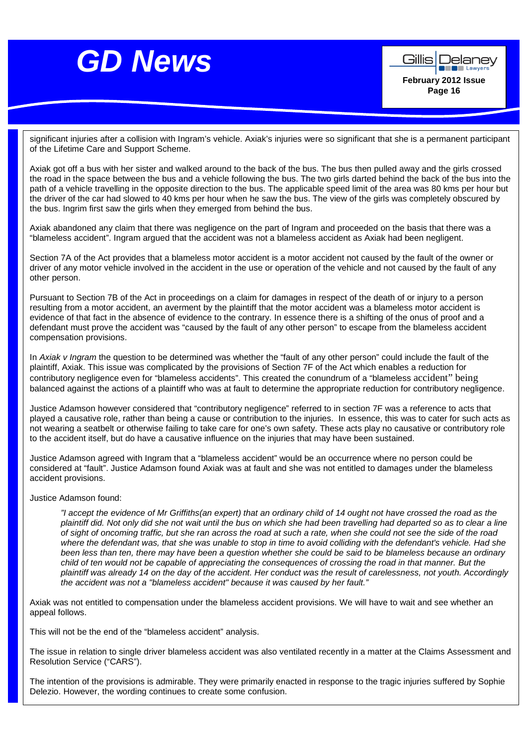significant injuries after a collision with Ingram's vehicle. Axiak's injuries were so significant that she is a permanent participant of the Lifetime Care and Support Scheme.

Axiak got off a bus with her sister and walked around to the back of the bus. The bus then pulled away and the girls crossed the road in the space between the bus and a vehicle following the bus. The two girls darted behind the back of the bus into the path of a vehicle travelling in the opposite direction to the bus. The applicable speed limit of the area was 80 kms per hour but the driver of the car had slowed to 40 kms per hour when he saw the bus. The view of the girls was completely obscured by the bus. Ingrim first saw the girls when they emerged from behind the bus.

Axiak abandoned any claim that there was negligence on the part of Ingram and proceeded on the basis that there was a "blameless accident". Ingram argued that the accident was not a blameless accident as Axiak had been negligent.

Section 7A of the Act provides that a blameless motor accident is a motor accident not caused by the fault of the owner or driver of any motor vehicle involved in the accident in the use or operation of the vehicle and not caused by the fault of any other person.

Pursuant to Section 7B of the Act in proceedings on a claim for damages in respect of the death of or injury to a person resulting from a motor accident, an averment by the plaintiff that the motor accident was a blameless motor accident is evidence of that fact in the absence of evidence to the contrary. In essence there is a shifting of the onus of proof and a defendant must prove the accident was "caused by the fault of any other person" to escape from the blameless accident compensation provisions.

In *Axiak v Ingram* the question to be determined was whether the "fault of any other person" could include the fault of the plaintiff, Axiak. This issue was complicated by the provisions of Section 7F of the Act which enables a reduction for contributory negligence even for "blameless accidents". This created the conundrum of a "blameless accident" being balanced against the actions of a plaintiff who was at fault to determine the appropriate reduction for contributory negligence.

Justice Adamson however considered that "contributory negligence" referred to in section 7F was a reference to acts that played a causative role, rather than being a cause or contribution to the injuries. In essence, this was to cater for such acts as not wearing a seatbelt or otherwise failing to take care for one's own safety. These acts play no causative or contributory role to the accident itself, but do have a causative influence on the injuries that may have been sustained.

Justice Adamson agreed with Ingram that a "blameless accident" would be an occurrence where no person could be considered at "fault". Justice Adamson found Axiak was at fault and she was not entitled to damages under the blameless accident provisions.

Justice Adamson found:

> *"I accept the evidence of Mr Griffiths(an expert) that an ordinary child of 14 ought not have crossed the road as the plaintiff did. Not only did she not wait until the bus on which she had been travelling had departed so as to clear a line of sight of oncoming traffic, but she ran across the road at such a rate, when she could not see the side of the road where the defendant was, that she was unable to stop in time to avoid colliding with the defendant's vehicle. Had she been less than ten, there may have been a question whether she could be said to be blameless because an ordinary child of ten would not be capable of appreciating the consequences of crossing the road in that manner. But the plaintiff was already 14 on the day of the accident. Her conduct was the result of carelessness, not youth. Accordingly the accident was not a "blameless accident" because it was caused by her fault."*

Axiak was not entitled to compensation under the blameless accident provisions. We will have to wait and see whether an appeal follows.

This will not be the end of the "blameless accident" analysis.

The issue in relation to single driver blameless accident was also ventilated recently in a matter at the Claims Assessment and Resolution Service ("CARS").

The intention of the provisions is admirable. They were primarily enacted in response to the tragic injuries suffered by Sophie Delezio. However, the wording continues to create some confusion.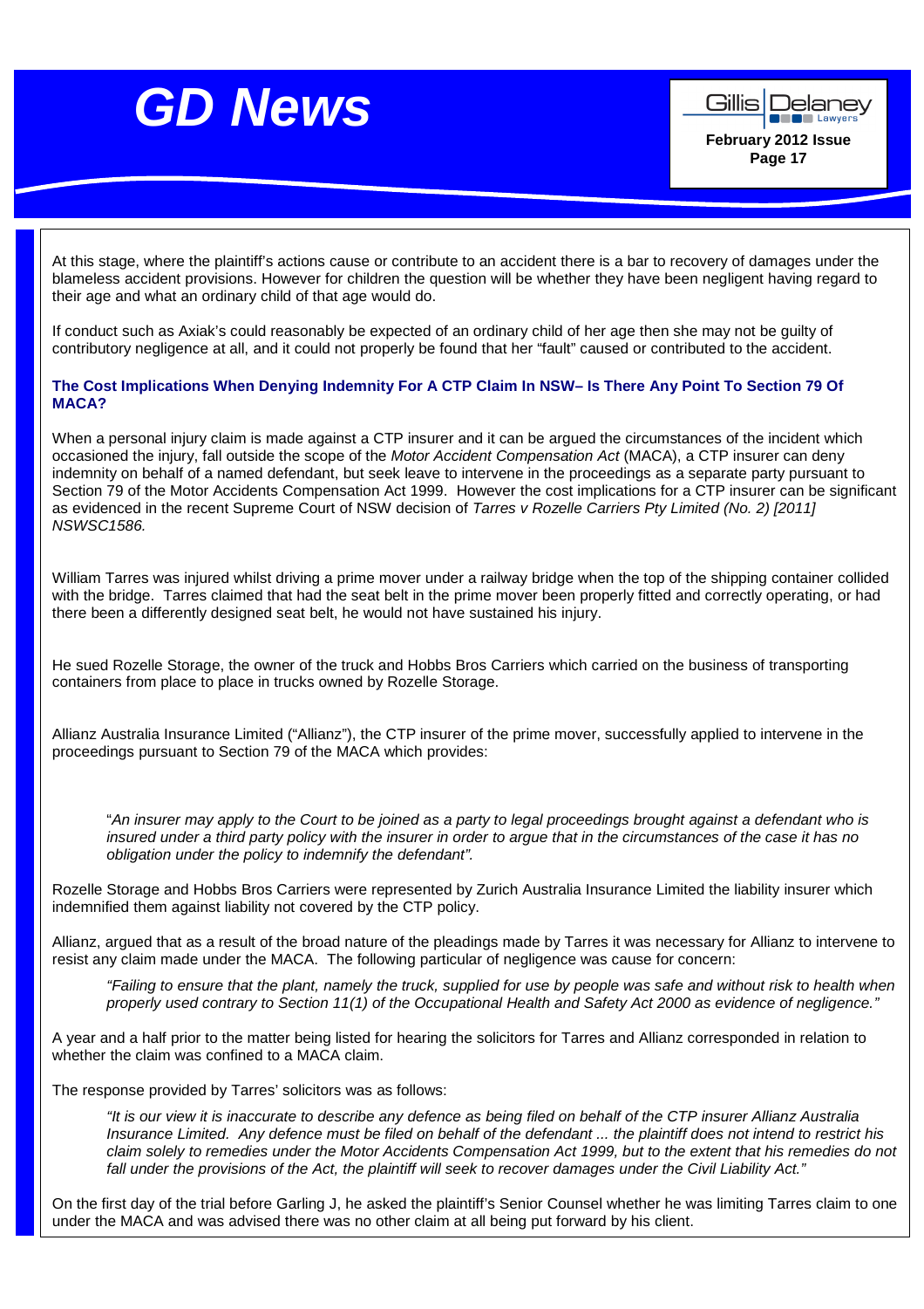At this stage, where the plaintiff's actions cause or contribute to an accident there is a bar to recovery of damages under the blameless accident provisions. However for children the question will be whether they have been negligent having regard to their age and what an ordinary child of that age would do.

If conduct such as Axiak's could reasonably be expected of an ordinary child of her age then she may not be guilty of contributory negligence at all, and it could not properly be found that her "fault" caused or contributed to the accident.

### The Cost Implications When Denying Indemnity For A CTP Claim In NSW– Is There Any Point To Section 79 Of MACA?

When a personal injury claim is made against a CTP insurer and it can be argued the circumstances of the incident which occasioned the injury, fall outside the scope of the *Motor Accident Compensation Act* (MACA), a CTP insurer can deny indemnity on behalf of a named defendant, but seek leave to intervene in the proceedings as a separate party pursuant to Section 79 of the Motor Accidents Compensation Act 1999. However the cost implications for a CTP insurer can be significant as evidenced in the recent Supreme Court of NSW decision of *Tarres v Rozelle Carriers Pty Limited (No. 2) [2011] NSWSC1586.*

William Tarres was injured whilst driving a prime mover under a railway bridge when the top of the shipping container collided with the bridge. Tarres claimed that had the seat belt in the prime mover been properly fitted and correctly operating, or had there been a differently designed seat belt, he would not have sustained his injury.

He sued Rozelle Storage, the owner of the truck and Hobbs Bros Carriers which carried on the business of transporting containers from place to place in trucks owned by Rozelle Storage.

Allianz Australia Insurance Limited ("Allianz"), the CTP insurer of the prime mover, successfully applied to intervene in the proceedings pursuant to Section 79 of the MACA which provides:

> "*An insurer may apply to the Court to be joined as a party to legal proceedings brought against a defendant who is insured under a third party policy with the insurer in order to argue that in the circumstances of the case it has no obligation under the policy to indemnify the defendant".*

Rozelle Storage and Hobbs Bros Carriers were represented by Zurich Australia Insurance Limited the liability insurer which indemnified them against liability not covered by the CTP policy.

Allianz, argued that as a result of the broad nature of the pleadings made by Tarres it was necessary for Allianz to intervene to resist any claim made under the MACA. The following particular of negligence was cause for concern:

> *"Failing to ensure that the plant, namely the truck, supplied for use by people was safe and without risk to health when properly used contrary to Section 11(1) of the Occupational Health and Safety Act 2000 as evidence of negligence."*

A year and a half prior to the matter being listed for hearing the solicitors for Tarres and Allianz corresponded in relation to whether the claim was confined to a MACA claim.

The response provided by Tarres' solicitors was as follows:

> *"It is our view it is inaccurate to describe any defence as being filed on behalf of the CTP insurer Allianz Australia Insurance Limited. Any defence must be filed on behalf of the defendant ... the plaintiff does not intend to restrict his claim solely to remedies under the Motor Accidents Compensation Act 1999, but to the extent that his remedies do not fall under the provisions of the Act, the plaintiff will seek to recover damages under the Civil Liability Act."*

On the first day of the trial before Garling J, he asked the plaintiff's Senior Counsel whether he was limiting Tarres claim to one under the MACA and was advised there was no other claim at all being put forward by his client.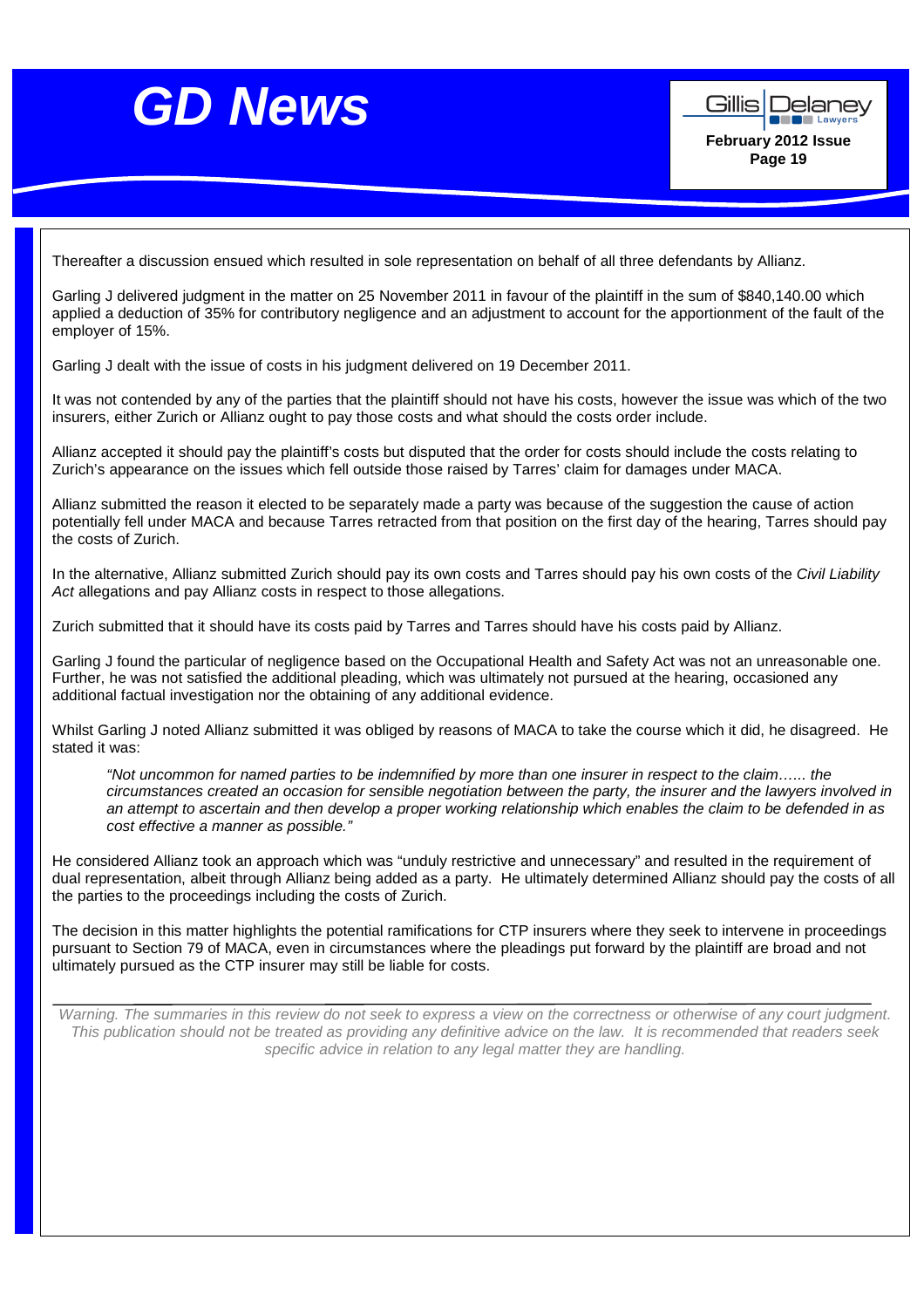Thereafter a discussion ensued which resulted in sole representation on behalf of all three defendants by Allianz.

Garling J delivered judgment in the matter on 25 November 2011 in favour of the plaintiff in the sum of $840,140.00 which applied a deduction of 35% for contributory negligence and an adjustment to account for the apportionment of the fault of the employer of 15%.

Garling J dealt with the issue of costs in his judgment delivered on 19 December 2011.

It was not contended by any of the parties that the plaintiff should not have his costs, however the issue was which of the two insurers, either Zurich or Allianz ought to pay those costs and what should the costs order include.

Allianz accepted it should pay the plaintiff's costs but disputed that the order for costs should include the costs relating to Zurich's appearance on the issues which fell outside those raised by Tarres' claim for damages under MACA.

Allianz submitted the reason it elected to be separately made a party was because of the suggestion the cause of action potentially fell under MACA and because Tarres retracted from that position on the first day of the hearing, Tarres should pay the costs of Zurich.

In the alternative, Allianz submitted Zurich should pay its own costs and Tarres should pay his own costs of the *Civil Liability Act* allegations and pay Allianz costs in respect to those allegations.

Zurich submitted that it should have its costs paid by Tarres and Tarres should have his costs paid by Allianz.

Garling J found the particular of negligence based on the Occupational Health and Safety Act was not an unreasonable one. Further, he was not satisfied the additional pleading, which was ultimately not pursued at the hearing, occasioned any additional factual investigation nor the obtaining of any additional evidence.

Whilst Garling J noted Allianz submitted it was obliged by reasons of MACA to take the course which it did, he disagreed. He stated it was:

> *"Not uncommon for named parties to be indemnified by more than one insurer in respect to the claim…… the circumstances created an occasion for sensible negotiation between the party, the insurer and the lawyers involved in an attempt to ascertain and then develop a proper working relationship which enables the claim to be defended in as cost effective a manner as possible."*

He considered Allianz took an approach which was "unduly restrictive and unnecessary" and resulted in the requirement of dual representation, albeit through Allianz being added as a party. He ultimately determined Allianz should pay the costs of all the parties to the proceedings including the costs of Zurich.

The decision in this matter highlights the potential ramifications for CTP insurers where they seek to intervene in proceedings pursuant to Section 79 of MACA, even in circumstances where the pleadings put forward by the plaintiff are broad and not ultimately pursued as the CTP insurer may still be liable for costs.

---

*Warning. The summaries in this review do not seek to express a view on the correctness or otherwise of any court judgment. This publication should not be treated as providing any definitive advice on the law. It is recommended that readers seek specific advice in relation to any legal matter they are handling.*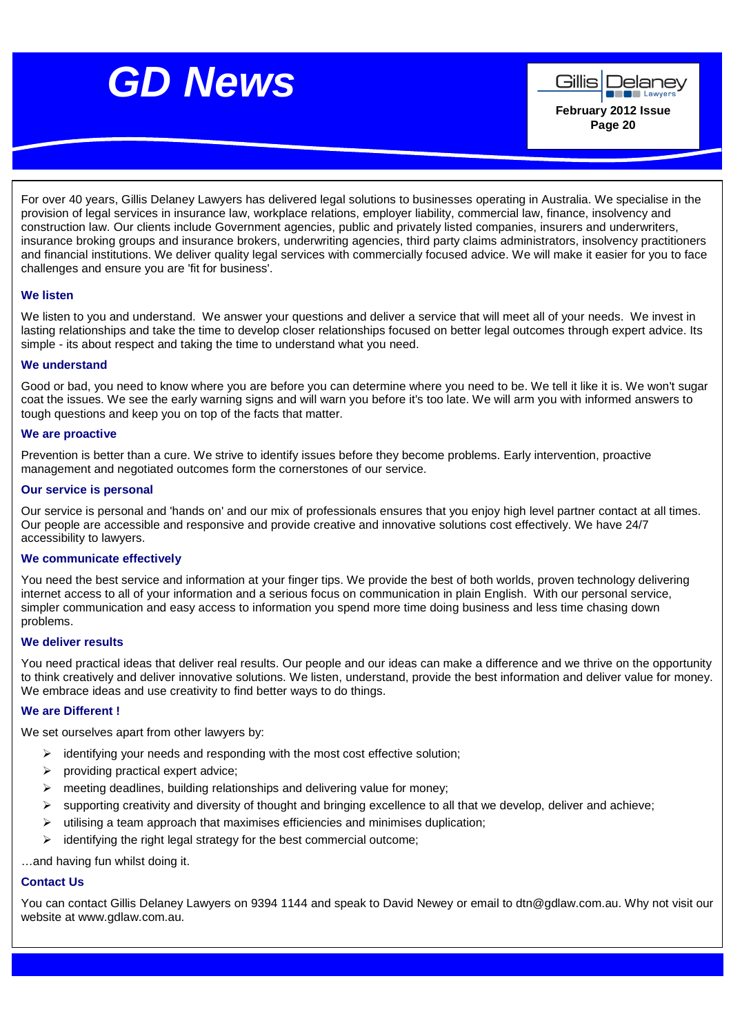For over 40 years, Gillis Delaney Lawyers has delivered legal solutions to businesses operating in Australia. We specialise in the provision of legal services in insurance law, workplace relations, employer liability, commercial law, finance, insolvency and construction law. Our clients include Government agencies, public and privately listed companies, insurers and underwriters, insurance broking groups and insurance brokers, underwriting agencies, third party claims administrators, insolvency practitioners and financial institutions. We deliver quality legal services with commercially focused advice. We will make it easier for you to face challenges and ensure you are 'fit for business'.

### We listen

We listen to you and understand. We answer your questions and deliver a service that will meet all of your needs. We invest in lasting relationships and take the time to develop closer relationships focused on better legal outcomes through expert advice. Its simple - its about respect and taking the time to understand what you need.

### We understand

Good or bad, you need to know where you are before you can determine where you need to be. We tell it like it is. We won't sugar coat the issues. We see the early warning signs and will warn you before it's too late. We will arm you with informed answers to tough questions and keep you on top of the facts that matter.

### We are proactive

Prevention is better than a cure. We strive to identify issues before they become problems. Early intervention, proactive management and negotiated outcomes form the cornerstones of our service.

### Our service is personal

Our service is personal and 'hands on' and our mix of professionals ensures that you enjoy high level partner contact at all times. Our people are accessible and responsive and provide creative and innovative solutions cost effectively. We have 24/7 accessibility to lawyers.

### We communicate effectively

You need the best service and information at your finger tips. We provide the best of both worlds, proven technology delivering internet access to all of your information and a serious focus on communication in plain English. With our personal service, simpler communication and easy access to information you spend more time doing business and less time chasing down problems.

### We deliver results

You need practical ideas that deliver real results. Our people and our ideas can make a difference and we thrive on the opportunity to think creatively and deliver innovative solutions. We listen, understand, provide the best information and deliver value for money. We embrace ideas and use creativity to find better ways to do things.

### We are Different !

We set ourselves apart from other lawyers by:

- identifying your needs and responding with the most cost effective solution;
- providing practical expert advice;
- meeting deadlines, building relationships and delivering value for money;
- supporting creativity and diversity of thought and bringing excellence to all that we develop, deliver and achieve;
- utilising a team approach that maximises efficiencies and minimises duplication;
- identifying the right legal strategy for the best commercial outcome;

…and having fun whilst doing it.

### Contact Us

You can contact Gillis Delaney Lawyers on 9394 1144 and speak to David Newey or email to dtn@gdlaw.com.au. Why not visit our website at www.gdlaw.com.au.